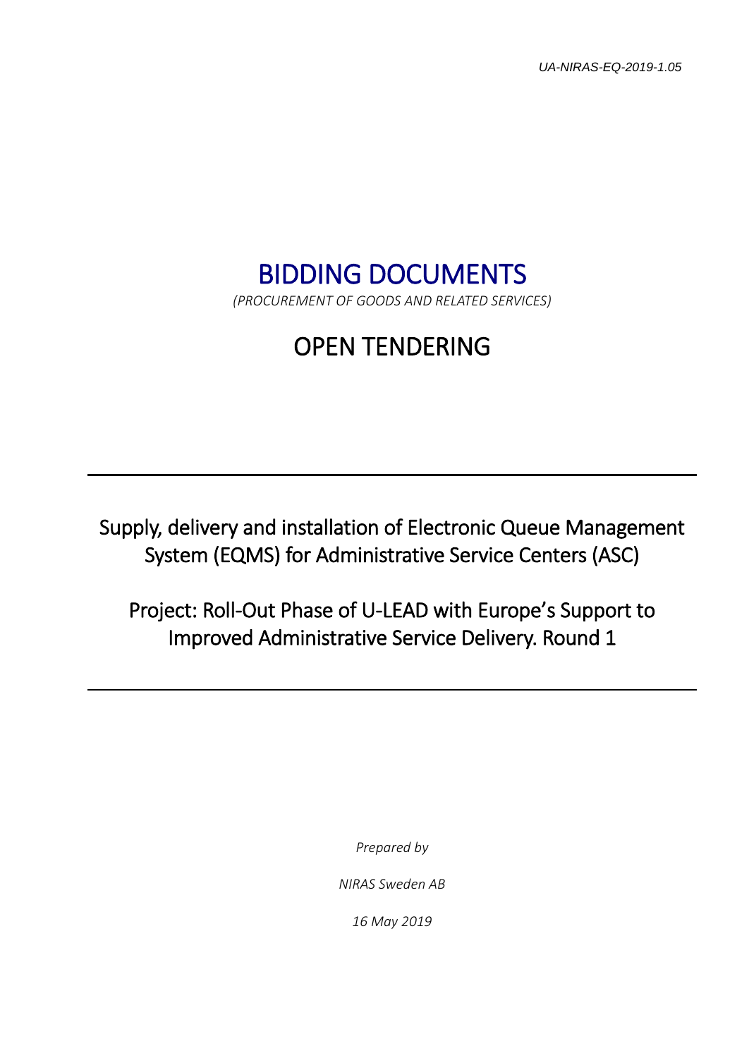UA-NIRAS-EQ-2019-1.05

# BIDDING DOCUMENTS

*(PROCUREMENT OF GOODS AND RELATED SERVICES)*

# OPEN TENDERING

---

## Supply, delivery and installation of Electronic Queue Management System (EQMS) for Administrative Service Centers (ASC)

## Project: Roll-Out Phase of U-LEAD with Europe's Support to Improved Administrative Service Delivery. Round 1

---

*Prepared by*

*NIRAS Sweden AB*

*16 May 2019*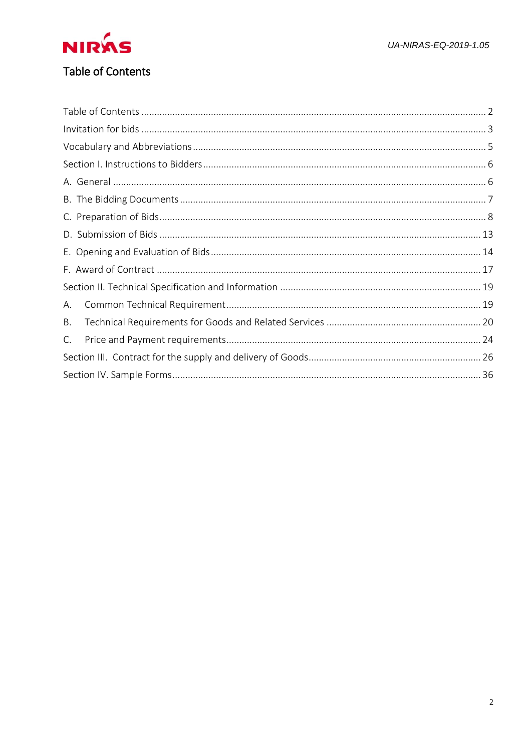# Table of Contents

Table of Contents ........................................................................................................................ 2
Invitation for bids ......................................................................................................................... 3
Vocabulary and Abbreviations ..................................................................................................... 5
Section I. Instructions to Bidders ................................................................................................. 6
A. General ...................................................................................................................................... 6
B. The Bidding Documents ............................................................................................................ 7
C. Preparation of Bids .................................................................................................................... 8
D. Submission of Bids .................................................................................................................. 13
E. Opening and Evaluation of Bids ............................................................................................... 14
F. Award of Contract .................................................................................................................... 17
Section II. Technical Specification and Information ................................................................... 19
A. Common Technical Requirement ............................................................................................ 19
B. Technical Requirements for Goods and Related Services ....................................................... 20
C. Price and Payment requirements ............................................................................................ 24
Section III. Contract for the supply and delivery of Goods ......................................................... 26
Section IV. Sample Forms ............................................................................................................ 36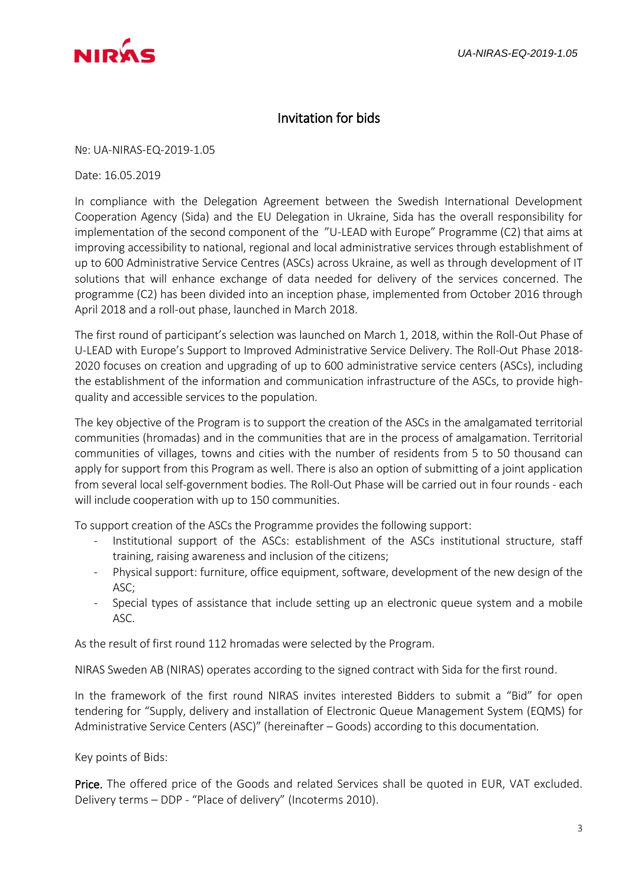# Invitation for bids

№: UA-NIRAS-EQ-2019-1.05

Date: 16.05.2019

In compliance with the Delegation Agreement between the Swedish International Development Cooperation Agency (Sida) and the EU Delegation in Ukraine, Sida has the overall responsibility for implementation of the second component of the "U-LEAD with Europe" Programme (C2) that aims at improving accessibility to national, regional and local administrative services through establishment of up to 600 Administrative Service Centres (ASCs) across Ukraine, as well as through development of IT solutions that will enhance exchange of data needed for delivery of the services concerned. The programme (C2) has been divided into an inception phase, implemented from October 2016 through April 2018 and a roll-out phase, launched in March 2018.

The first round of participant's selection was launched on March 1, 2018, within the Roll-Out Phase of U-LEAD with Europe's Support to Improved Administrative Service Delivery. The Roll-Out Phase 2018-2020 focuses on creation and upgrading of up to 600 administrative service centers (ASCs), including the establishment of the information and communication infrastructure of the ASCs, to provide high-quality and accessible services to the population.

The key objective of the Program is to support the creation of the ASCs in the amalgamated territorial communities (hromadas) and in the communities that are in the process of amalgamation. Territorial communities of villages, towns and cities with the number of residents from 5 to 50 thousand can apply for support from this Program as well. There is also an option of submitting of a joint application from several local self-government bodies. The Roll-Out Phase will be carried out in four rounds - each will include cooperation with up to 150 communities.

To support creation of the ASCs the Programme provides the following support:

- Institutional support of the ASCs: establishment of the ASCs institutional structure, staff training, raising awareness and inclusion of the citizens;
- Physical support: furniture, office equipment, software, development of the new design of the ASC;
- Special types of assistance that include setting up an electronic queue system and a mobile ASC.

As the result of first round 112 hromadas were selected by the Program.

NIRAS Sweden AB (NIRAS) operates according to the signed contract with Sida for the first round.

In the framework of the first round NIRAS invites interested Bidders to submit a "Bid" for open tendering for "Supply, delivery and installation of Electronic Queue Management System (EQMS) for Administrative Service Centers (ASC)" (hereinafter – Goods) according to this documentation.

Key points of Bids:

**Price.** The offered price of the Goods and related Services shall be quoted in EUR, VAT excluded. Delivery terms – DDP - "Place of delivery" (Incoterms 2010).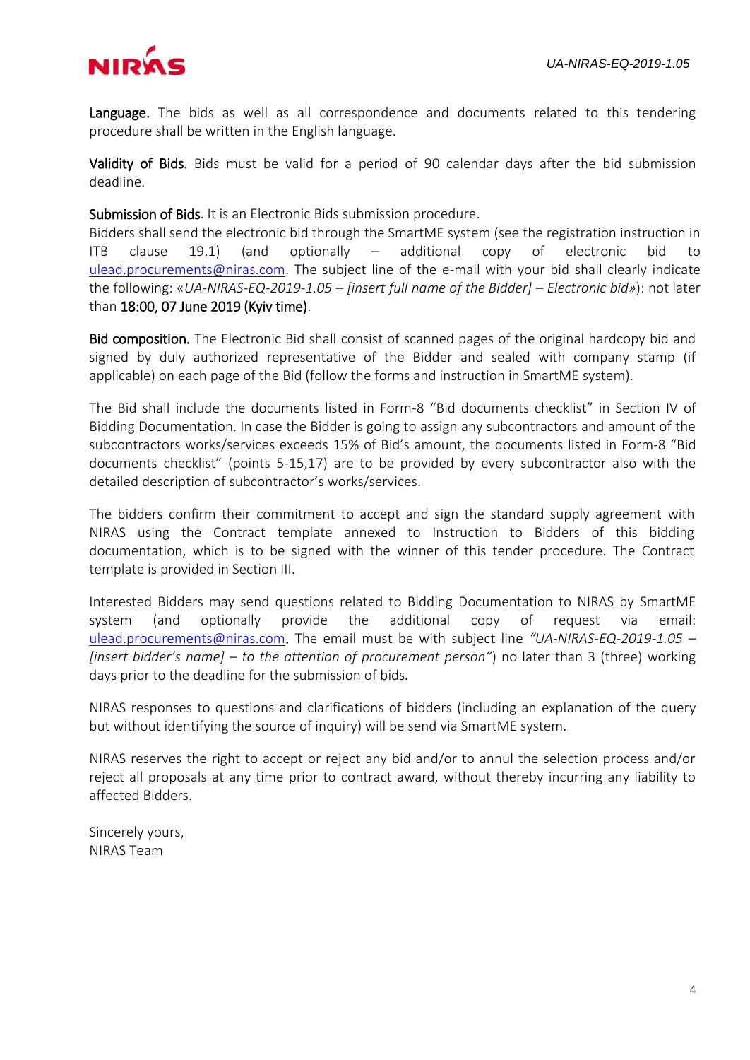**Language.** The bids as well as all correspondence and documents related to this tendering procedure shall be written in the English language.

**Validity of Bids.** Bids must be valid for a period of 90 calendar days after the bid submission deadline.

**Submission of Bids**. It is an Electronic Bids submission procedure.
Bidders shall send the electronic bid through the SmartME system (see the registration instruction in ITB clause 19.1) (and optionally – additional copy of electronic bid to ulead.procurements@niras.com. The subject line of the e-mail with your bid shall clearly indicate the following: «*UA-NIRAS-EQ-2019-1.05 – [insert full name of the Bidder] – Electronic bid*»): not later than **18:00, 07 June 2019 (Kyiv time)**.

**Bid composition.** The Electronic Bid shall consist of scanned pages of the original hardcopy bid and signed by duly authorized representative of the Bidder and sealed with company stamp (if applicable) on each page of the Bid (follow the forms and instruction in SmartME system).

The Bid shall include the documents listed in Form-8 "Bid documents checklist" in Section IV of Bidding Documentation. In case the Bidder is going to assign any subcontractors and amount of the subcontractors works/services exceeds 15% of Bid's amount, the documents listed in Form-8 "Bid documents checklist" (points 5-15,17) are to be provided by every subcontractor also with the detailed description of subcontractor's works/services.

The bidders confirm their commitment to accept and sign the standard supply agreement with NIRAS using the Contract template annexed to Instruction to Bidders of this bidding documentation, which is to be signed with the winner of this tender procedure. The Contract template is provided in Section III.

Interested Bidders may send questions related to Bidding Documentation to NIRAS by SmartME system (and optionally provide the additional copy of request via email: ulead.procurements@niras.com**.** The email must be with subject line *"UA-NIRAS-EQ-2019-1.05 – [insert bidder's name] – to the attention of procurement person"*) no later than 3 (three) working days prior to the deadline for the submission of bids.

NIRAS responses to questions and clarifications of bidders (including an explanation of the query but without identifying the source of inquiry) will be send via SmartME system.

NIRAS reserves the right to accept or reject any bid and/or to annul the selection process and/or reject all proposals at any time prior to contract award, without thereby incurring any liability to affected Bidders.

Sincerely yours,
NIRAS Team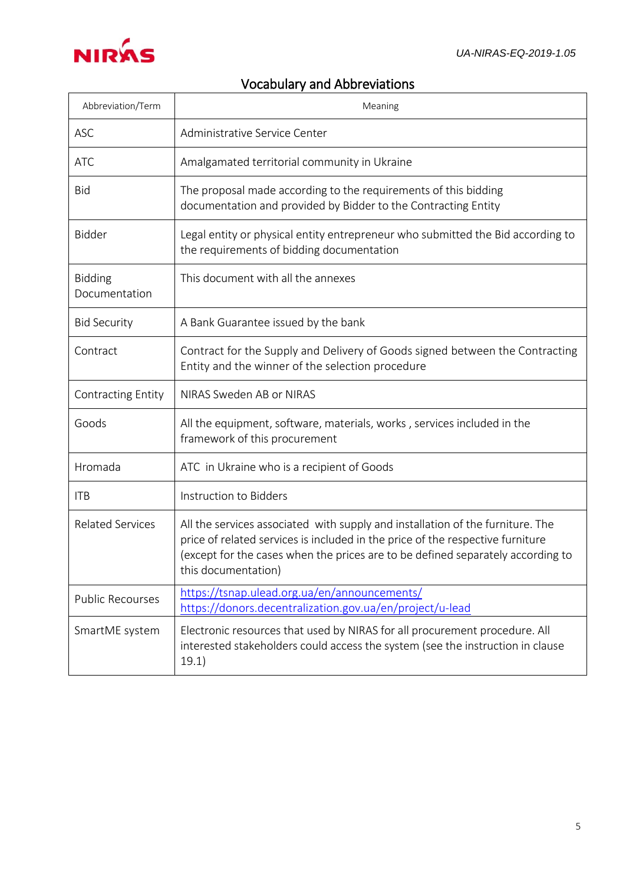## Vocabulary and Abbreviations

| Abbreviation/Term | Meaning |
|---|---|
| ASC | Administrative Service Center |
| ATC | Amalgamated territorial community in Ukraine |
| Bid | The proposal made according to the requirements of this bidding documentation and provided by Bidder to the Contracting Entity |
| Bidder | Legal entity or physical entity entrepreneur who submitted the Bid according to the requirements of bidding documentation |
| Bidding Documentation | This document with all the annexes |
| Bid Security | A Bank Guarantee issued by the bank |
| Contract | Contract for the Supply and Delivery of Goods signed between the Contracting Entity and the winner of the selection procedure |
| Contracting Entity | NIRAS Sweden AB or NIRAS |
| Goods | All the equipment, software, materials, works , services included in the framework of this procurement |
| Hromada | ATC in Ukraine who is a recipient of Goods |
| ITB | Instruction to Bidders |
| Related Services | All the services associated with supply and installation of the furniture. The price of related services is included in the price of the respective furniture (except for the cases when the prices are to be defined separately according to this documentation) |
| Public Recourses | https://tsnap.ulead.org.ua/en/announcements/ https://donors.decentralization.gov.ua/en/project/u-lead |
| SmartME system | Electronic resources that used by NIRAS for all procurement procedure. All interested stakeholders could access the system (see the instruction in clause 19.1) |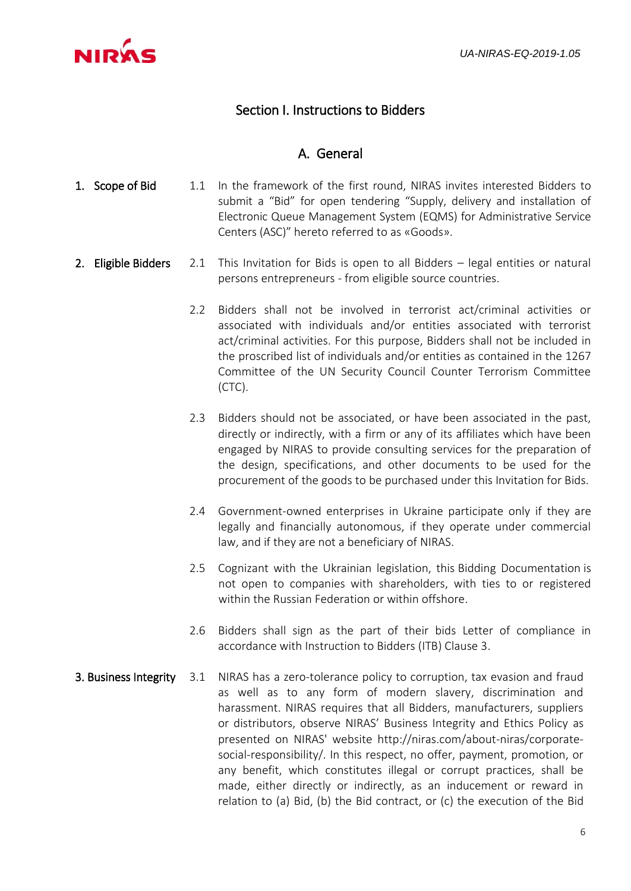## Section I. Instructions to Bidders

### A. General

**1. Scope of Bid**

1.1 In the framework of the first round, NIRAS invites interested Bidders to submit a "Bid" for open tendering "Supply, delivery and installation of Electronic Queue Management System (EQMS) for Administrative Service Centers (ASC)" hereto referred to as «Goods».

**2. Eligible Bidders**

2.1 This Invitation for Bids is open to all Bidders – legal entities or natural persons entrepreneurs - from eligible source countries.

2.2 Bidders shall not be involved in terrorist act/criminal activities or associated with individuals and/or entities associated with terrorist act/criminal activities. For this purpose, Bidders shall not be included in the proscribed list of individuals and/or entities as contained in the 1267 Committee of the UN Security Council Counter Terrorism Committee (CTC).

2.3 Bidders should not be associated, or have been associated in the past, directly or indirectly, with a firm or any of its affiliates which have been engaged by NIRAS to provide consulting services for the preparation of the design, specifications, and other documents to be used for the procurement of the goods to be purchased under this Invitation for Bids.

2.4 Government-owned enterprises in Ukraine participate only if they are legally and financially autonomous, if they operate under commercial law, and if they are not a beneficiary of NIRAS.

2.5 Cognizant with the Ukrainian legislation, this Bidding Documentation is not open to companies with shareholders, with ties to or registered within the Russian Federation or within offshore.

2.6 Bidders shall sign as the part of their bids Letter of compliance in accordance with Instruction to Bidders (ITB) Clause 3.

**3. Business Integrity**

3.1 NIRAS has a zero-tolerance policy to corruption, tax evasion and fraud as well as to any form of modern slavery, discrimination and harassment. NIRAS requires that all Bidders, manufacturers, suppliers or distributors, observe NIRAS' Business Integrity and Ethics Policy as presented on NIRAS' website http://niras.com/about-niras/corporate-social-responsibility/. In this respect, no offer, payment, promotion, or any benefit, which constitutes illegal or corrupt practices, shall be made, either directly or indirectly, as an inducement or reward in relation to (a) Bid, (b) the Bid contract, or (c) the execution of the Bid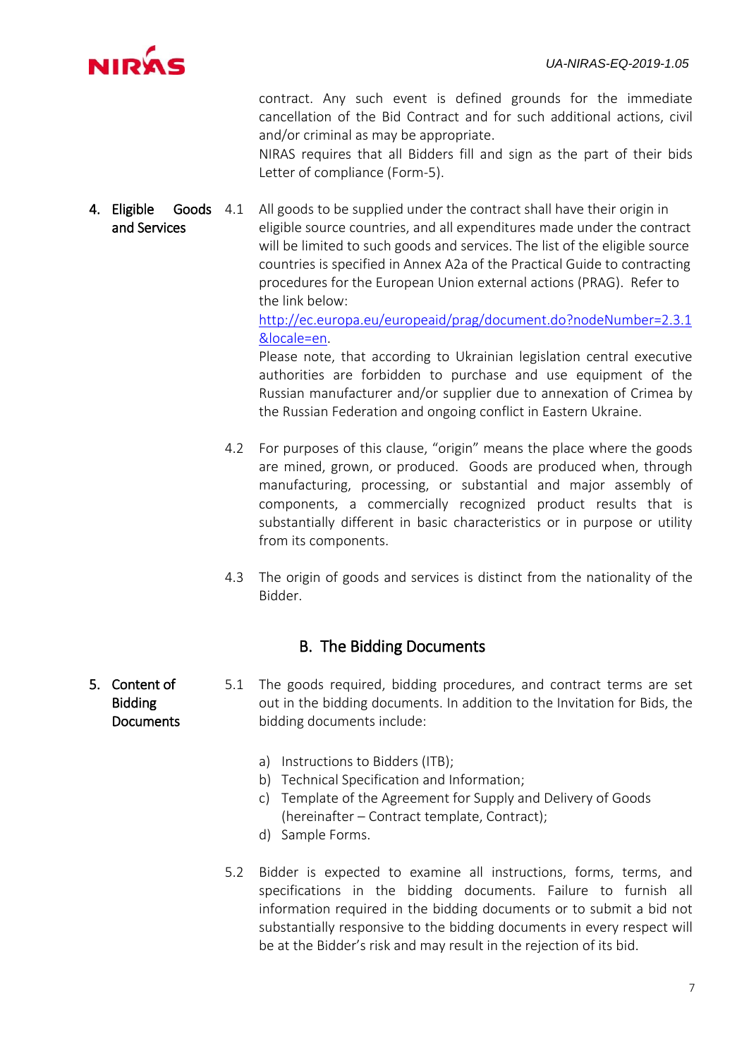contract. Any such event is defined grounds for the immediate cancellation of the Bid Contract and for such additional actions, civil and/or criminal as may be appropriate.

NIRAS requires that all Bidders fill and sign as the part of their bids Letter of compliance (Form-5).

**4. Eligible Goods and Services**

4.1 All goods to be supplied under the contract shall have their origin in eligible source countries, and all expenditures made under the contract will be limited to such goods and services. The list of the eligible source countries is specified in Annex A2a of the Practical Guide to contracting procedures for the European Union external actions (PRAG). Refer to the link below: [http://ec.europa.eu/europeaid/prag/document.do?nodeNumber=2.3.1&locale=en](http://ec.europa.eu/europeaid/prag/document.do?nodeNumber=2.3.1&locale=en).

Please note, that according to Ukrainian legislation central executive authorities are forbidden to purchase and use equipment of the Russian manufacturer and/or supplier due to annexation of Crimea by the Russian Federation and ongoing conflict in Eastern Ukraine.

4.2 For purposes of this clause, "origin" means the place where the goods are mined, grown, or produced. Goods are produced when, through manufacturing, processing, or substantial and major assembly of components, a commercially recognized product results that is substantially different in basic characteristics or in purpose or utility from its components.

4.3 The origin of goods and services is distinct from the nationality of the Bidder.

## B. The Bidding Documents

**5. Content of Bidding Documents**

5.1 The goods required, bidding procedures, and contract terms are set out in the bidding documents. In addition to the Invitation for Bids, the bidding documents include:

a) Instructions to Bidders (ITB);
b) Technical Specification and Information;
c) Template of the Agreement for Supply and Delivery of Goods (hereinafter – Contract template, Contract);
d) Sample Forms.

5.2 Bidder is expected to examine all instructions, forms, terms, and specifications in the bidding documents. Failure to furnish all information required in the bidding documents or to submit a bid not substantially responsive to the bidding documents in every respect will be at the Bidder's risk and may result in the rejection of its bid.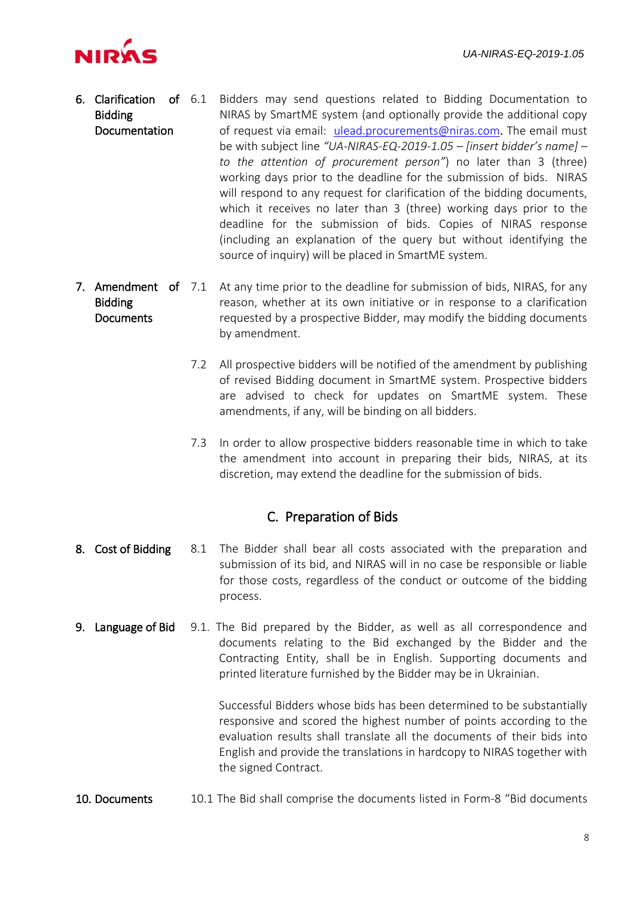**6. Clarification of Bidding Documentation**

6.1 Bidders may send questions related to Bidding Documentation to NIRAS by SmartME system (and optionally provide the additional copy of request via email: [ulead.procurements@niras.com](mailto:ulead.procurements@niras.com). The email must be with subject line *"UA-NIRAS-EQ-2019-1.05 – [insert bidder's name] – to the attention of procurement person"*) no later than 3 (three) working days prior to the deadline for the submission of bids. NIRAS will respond to any request for clarification of the bidding documents, which it receives no later than 3 (three) working days prior to the deadline for the submission of bids. Copies of NIRAS response (including an explanation of the query but without identifying the source of inquiry) will be placed in SmartME system.

**7. Amendment of Bidding Documents**

7.1 At any time prior to the deadline for submission of bids, NIRAS, for any reason, whether at its own initiative or in response to a clarification requested by a prospective Bidder, may modify the bidding documents by amendment.

7.2 All prospective bidders will be notified of the amendment by publishing of revised Bidding document in SmartME system. Prospective bidders are advised to check for updates on SmartME system. These amendments, if any, will be binding on all bidders.

7.3 In order to allow prospective bidders reasonable time in which to take the amendment into account in preparing their bids, NIRAS, at its discretion, may extend the deadline for the submission of bids.

## C. Preparation of Bids

**8. Cost of Bidding**

8.1 The Bidder shall bear all costs associated with the preparation and submission of its bid, and NIRAS will in no case be responsible or liable for those costs, regardless of the conduct or outcome of the bidding process.

**9. Language of Bid**

9.1. The Bid prepared by the Bidder, as well as all correspondence and documents relating to the Bid exchanged by the Bidder and the Contracting Entity, shall be in English. Supporting documents and printed literature furnished by the Bidder may be in Ukrainian.

Successful Bidders whose bids has been determined to be substantially responsive and scored the highest number of points according to the evaluation results shall translate all the documents of their bids into English and provide the translations in hardcopy to NIRAS together with the signed Contract.

**10. Documents**

10.1 The Bid shall comprise the documents listed in Form-8 "Bid documents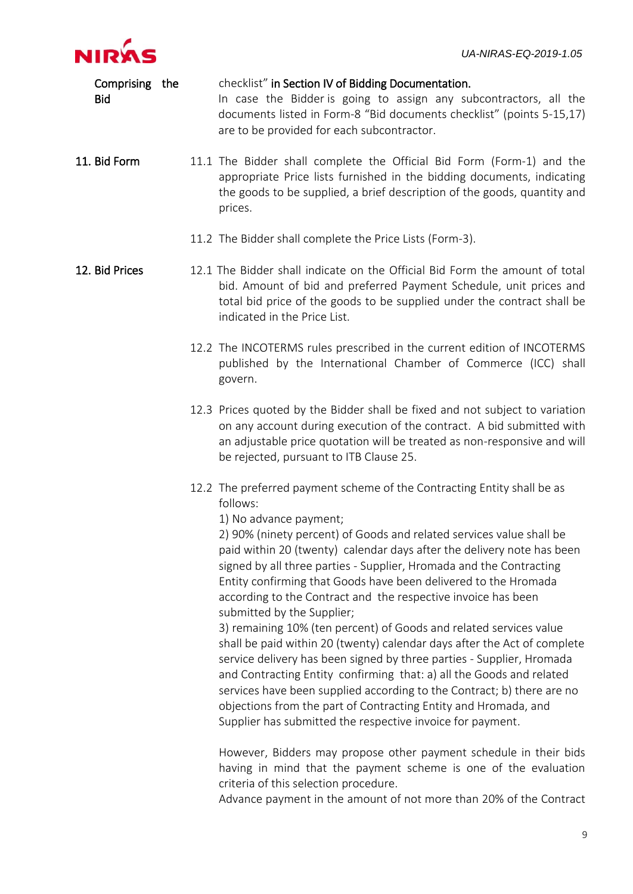**Comprising the Bid**

checklist" **in Section IV of Bidding Documentation.**
In case the Bidder is going to assign any subcontractors, all the documents listed in Form-8 "Bid documents checklist" (points 5-15,17) are to be provided for each subcontractor.

**11. Bid Form**

11.1 The Bidder shall complete the Official Bid Form (Form-1) and the appropriate Price lists furnished in the bidding documents, indicating the goods to be supplied, a brief description of the goods, quantity and prices.

11.2 The Bidder shall complete the Price Lists (Form-3).

**12. Bid Prices**

12.1 The Bidder shall indicate on the Official Bid Form the amount of total bid. Amount of bid and preferred Payment Schedule, unit prices and total bid price of the goods to be supplied under the contract shall be indicated in the Price List.

12.2 The INCOTERMS rules prescribed in the current edition of INCOTERMS published by the International Chamber of Commerce (ICC) shall govern.

12.3 Prices quoted by the Bidder shall be fixed and not subject to variation on any account during execution of the contract. A bid submitted with an adjustable price quotation will be treated as non-responsive and will be rejected, pursuant to ITB Clause 25.

12.2 The preferred payment scheme of the Contracting Entity shall be as follows:
1) No advance payment;
2) 90% (ninety percent) of Goods and related services value shall be paid within 20 (twenty) calendar days after the delivery note has been signed by all three parties - Supplier, Hromada and the Contracting Entity confirming that Goods have been delivered to the Hromada according to the Contract and the respective invoice has been submitted by the Supplier;
3) remaining 10% (ten percent) of Goods and related services value shall be paid within 20 (twenty) calendar days after the Act of complete service delivery has been signed by three parties - Supplier, Hromada and Contracting Entity confirming that: a) all the Goods and related services have been supplied according to the Contract; b) there are no objections from the part of Contracting Entity and Hromada, and Supplier has submitted the respective invoice for payment.

However, Bidders may propose other payment schedule in their bids having in mind that the payment scheme is one of the evaluation criteria of this selection procedure.
Advance payment in the amount of not more than 20% of the Contract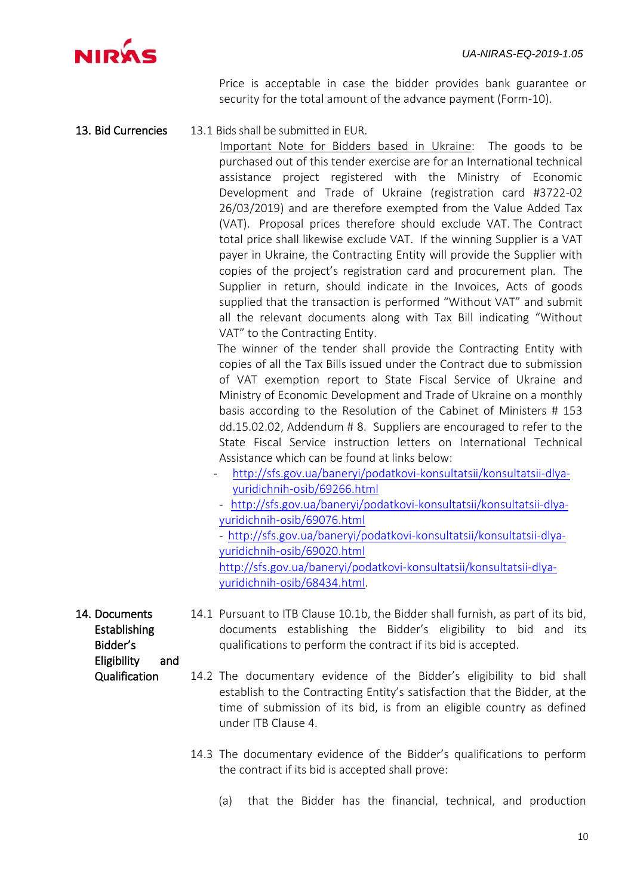Price is acceptable in case the bidder provides bank guarantee or security for the total amount of the advance payment (Form-10).

**13. Bid Currencies**

13.1 Bids shall be submitted in EUR.

Important Note for Bidders based in Ukraine: The goods to be purchased out of this tender exercise are for an International technical assistance project registered with the Ministry of Economic Development and Trade of Ukraine (registration card #3722-02 26/03/2019) and are therefore exempted from the Value Added Tax (VAT). Proposal prices therefore should exclude VAT. The Contract total price shall likewise exclude VAT. If the winning Supplier is a VAT payer in Ukraine, the Contracting Entity will provide the Supplier with copies of the project's registration card and procurement plan. The Supplier in return, should indicate in the Invoices, Acts of goods supplied that the transaction is performed "Without VAT" and submit all the relevant documents along with Tax Bill indicating "Without VAT" to the Contracting Entity.

The winner of the tender shall provide the Contracting Entity with copies of all the Tax Bills issued under the Contract due to submission of VAT exemption report to State Fiscal Service of Ukraine and Ministry of Economic Development and Trade of Ukraine on a monthly basis according to the Resolution of the Cabinet of Ministers # 153 dd.15.02.02, Addendum # 8. Suppliers are encouraged to refer to the State Fiscal Service instruction letters on International Technical Assistance which can be found at links below:

- http://sfs.gov.ua/baneryi/podatkovi-konsultatsii/konsultatsii-dlya-yuridichnih-osib/69266.html
- http://sfs.gov.ua/baneryi/podatkovi-konsultatsii/konsultatsii-dlya-yuridichnih-osib/69076.html
- http://sfs.gov.ua/baneryi/podatkovi-konsultatsii/konsultatsii-dlya-yuridichnih-osib/69020.html

http://sfs.gov.ua/baneryi/podatkovi-konsultatsii/konsultatsii-dlya-yuridichnih-osib/68434.html.

**14. Documents Establishing Bidder's Eligibility and Qualification**

14.1 Pursuant to ITB Clause 10.1b, the Bidder shall furnish, as part of its bid, documents establishing the Bidder's eligibility to bid and its qualifications to perform the contract if its bid is accepted.

14.2 The documentary evidence of the Bidder's eligibility to bid shall establish to the Contracting Entity's satisfaction that the Bidder, at the time of submission of its bid, is from an eligible country as defined under ITB Clause 4.

14.3 The documentary evidence of the Bidder's qualifications to perform the contract if its bid is accepted shall prove:

(a) that the Bidder has the financial, technical, and production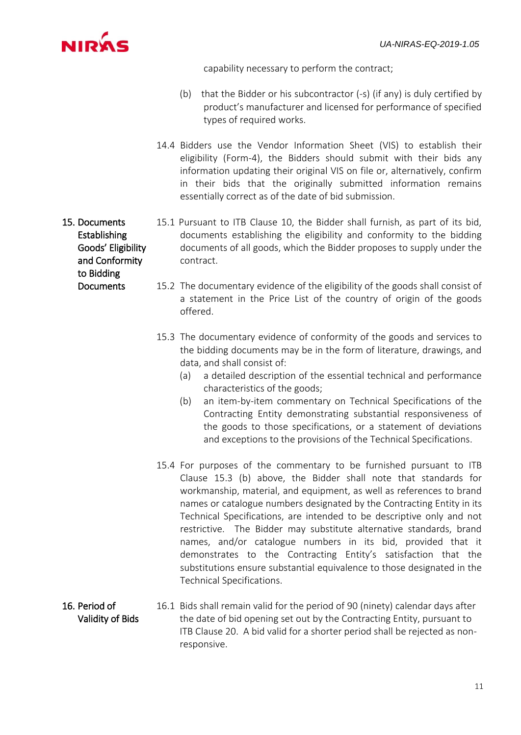capability necessary to perform the contract;

(b) that the Bidder or his subcontractor (-s) (if any) is duly certified by product's manufacturer and licensed for performance of specified types of required works.

14.4 Bidders use the Vendor Information Sheet (VIS) to establish their eligibility (Form-4), the Bidders should submit with their bids any information updating their original VIS on file or, alternatively, confirm in their bids that the originally submitted information remains essentially correct as of the date of bid submission.

**15. Documents Establishing Goods' Eligibility and Conformity to Bidding Documents**

15.1 Pursuant to ITB Clause 10, the Bidder shall furnish, as part of its bid, documents establishing the eligibility and conformity to the bidding documents of all goods, which the Bidder proposes to supply under the contract.

15.2 The documentary evidence of the eligibility of the goods shall consist of a statement in the Price List of the country of origin of the goods offered.

15.3 The documentary evidence of conformity of the goods and services to the bidding documents may be in the form of literature, drawings, and data, and shall consist of:

(a) a detailed description of the essential technical and performance characteristics of the goods;

(b) an item-by-item commentary on Technical Specifications of the Contracting Entity demonstrating substantial responsiveness of the goods to those specifications, or a statement of deviations and exceptions to the provisions of the Technical Specifications.

15.4 For purposes of the commentary to be furnished pursuant to ITB Clause 15.3 (b) above, the Bidder shall note that standards for workmanship, material, and equipment, as well as references to brand names or catalogue numbers designated by the Contracting Entity in its Technical Specifications, are intended to be descriptive only and not restrictive. The Bidder may substitute alternative standards, brand names, and/or catalogue numbers in its bid, provided that it demonstrates to the Contracting Entity's satisfaction that the substitutions ensure substantial equivalence to those designated in the Technical Specifications.

**16. Period of Validity of Bids**

16.1 Bids shall remain valid for the period of 90 (ninety) calendar days after the date of bid opening set out by the Contracting Entity, pursuant to ITB Clause 20. A bid valid for a shorter period shall be rejected as non-responsive.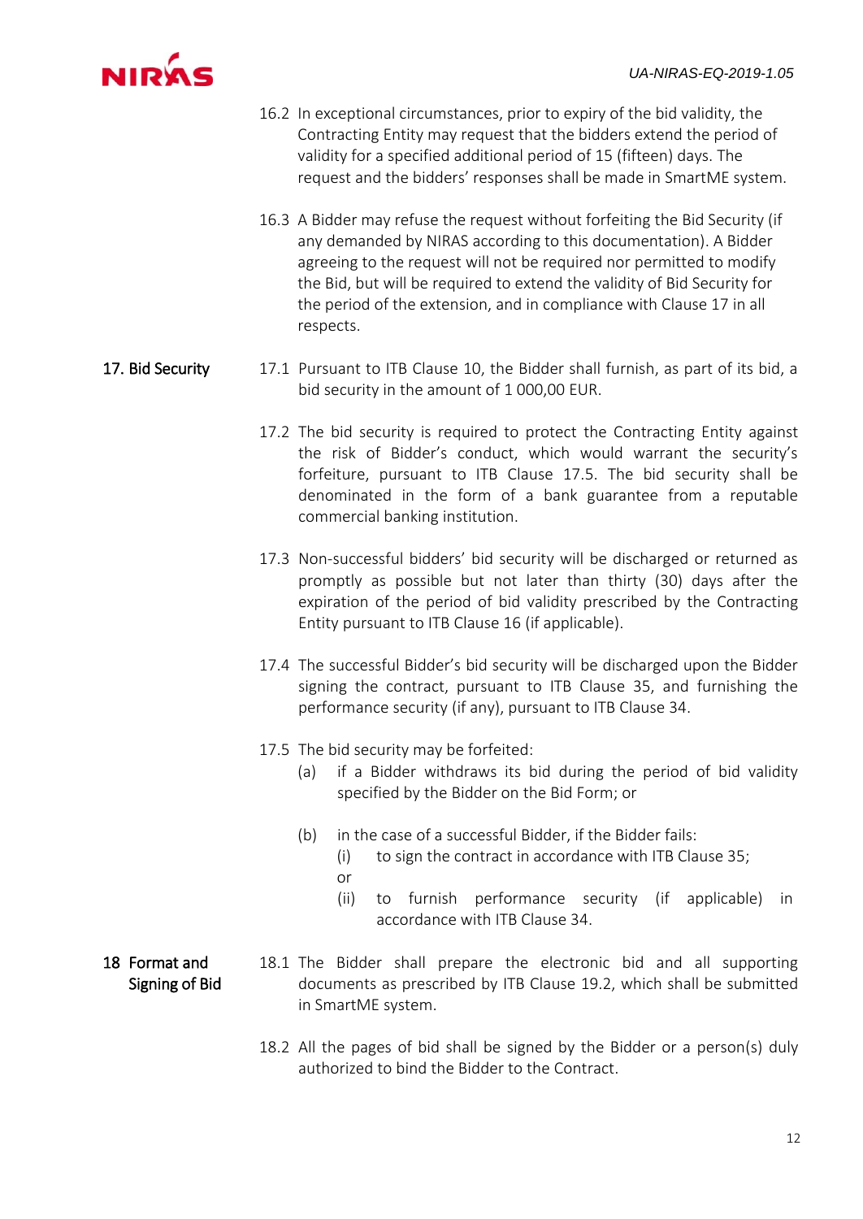16.2 In exceptional circumstances, prior to expiry of the bid validity, the Contracting Entity may request that the bidders extend the period of validity for a specified additional period of 15 (fifteen) days. The request and the bidders' responses shall be made in SmartME system.

16.3 A Bidder may refuse the request without forfeiting the Bid Security (if any demanded by NIRAS according to this documentation). A Bidder agreeing to the request will not be required nor permitted to modify the Bid, but will be required to extend the validity of Bid Security for the period of the extension, and in compliance with Clause 17 in all respects.

**17. Bid Security**

17.1 Pursuant to ITB Clause 10, the Bidder shall furnish, as part of its bid, a bid security in the amount of 1 000,00 EUR.

17.2 The bid security is required to protect the Contracting Entity against the risk of Bidder's conduct, which would warrant the security's forfeiture, pursuant to ITB Clause 17.5. The bid security shall be denominated in the form of a bank guarantee from a reputable commercial banking institution.

17.3 Non-successful bidders' bid security will be discharged or returned as promptly as possible but not later than thirty (30) days after the expiration of the period of bid validity prescribed by the Contracting Entity pursuant to ITB Clause 16 (if applicable).

17.4 The successful Bidder's bid security will be discharged upon the Bidder signing the contract, pursuant to ITB Clause 35, and furnishing the performance security (if any), pursuant to ITB Clause 34.

17.5 The bid security may be forfeited:

(a) if a Bidder withdraws its bid during the period of bid validity specified by the Bidder on the Bid Form; or

(b) in the case of a successful Bidder, if the Bidder fails:

(i) to sign the contract in accordance with ITB Clause 35; or

(ii) to furnish performance security (if applicable) in accordance with ITB Clause 34.

**18 Format and Signing of Bid**

18.1 The Bidder shall prepare the electronic bid and all supporting documents as prescribed by ITB Clause 19.2, which shall be submitted in SmartME system.

18.2 All the pages of bid shall be signed by the Bidder or a person(s) duly authorized to bind the Bidder to the Contract.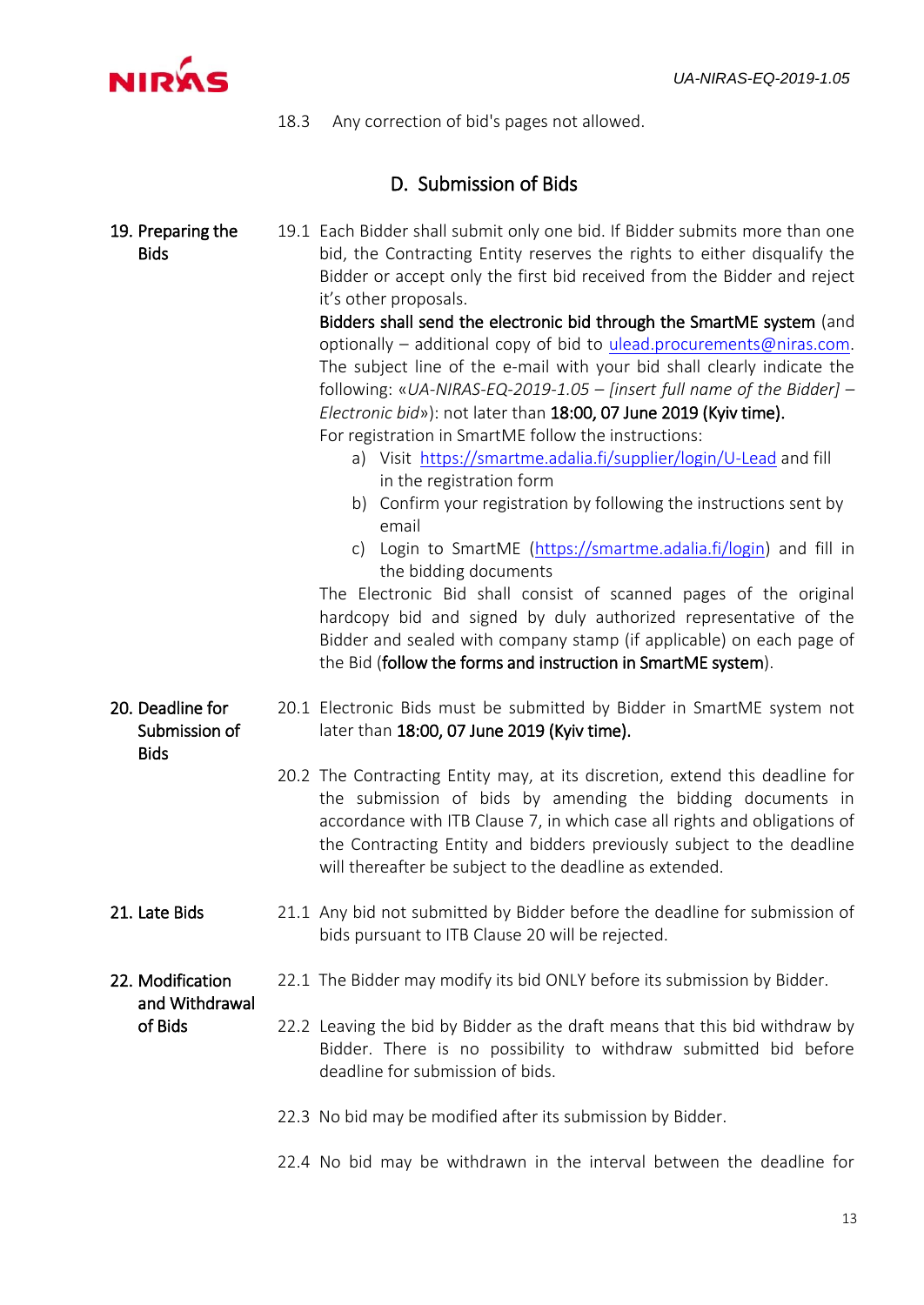18.3 Any correction of bid's pages not allowed.

## D. Submission of Bids

**19. Preparing the Bids**

19.1 Each Bidder shall submit only one bid. If Bidder submits more than one bid, the Contracting Entity reserves the rights to either disqualify the Bidder or accept only the first bid received from the Bidder and reject it's other proposals.

**Bidders shall send the electronic bid through the SmartME system** (and optionally – additional copy of bid to ulead.procurements@niras.com. The subject line of the e-mail with your bid shall clearly indicate the following: «*UA-NIRAS-EQ-2019-1.05 – [insert full name of the Bidder] – Electronic bid*»): not later than **18:00, 07 June 2019 (Kyiv time).**

For registration in SmartME follow the instructions:

a) Visit https://smartme.adalia.fi/supplier/login/U-Lead and fill in the registration form
b) Confirm your registration by following the instructions sent by email
c) Login to SmartME (https://smartme.adalia.fi/login) and fill in the bidding documents

The Electronic Bid shall consist of scanned pages of the original hardcopy bid and signed by duly authorized representative of the Bidder and sealed with company stamp (if applicable) on each page of the Bid (**follow the forms and instruction in SmartME system**).

**20. Deadline for Submission of Bids**

20.1 Electronic Bids must be submitted by Bidder in SmartME system not later than **18:00, 07 June 2019 (Kyiv time).**

20.2 The Contracting Entity may, at its discretion, extend this deadline for the submission of bids by amending the bidding documents in accordance with ITB Clause 7, in which case all rights and obligations of the Contracting Entity and bidders previously subject to the deadline will thereafter be subject to the deadline as extended.

**21. Late Bids**

21.1 Any bid not submitted by Bidder before the deadline for submission of bids pursuant to ITB Clause 20 will be rejected.

**22. Modification and Withdrawal of Bids**

22.1 The Bidder may modify its bid ONLY before its submission by Bidder.

22.2 Leaving the bid by Bidder as the draft means that this bid withdraw by Bidder. There is no possibility to withdraw submitted bid before deadline for submission of bids.

22.3 No bid may be modified after its submission by Bidder.

22.4 No bid may be withdrawn in the interval between the deadline for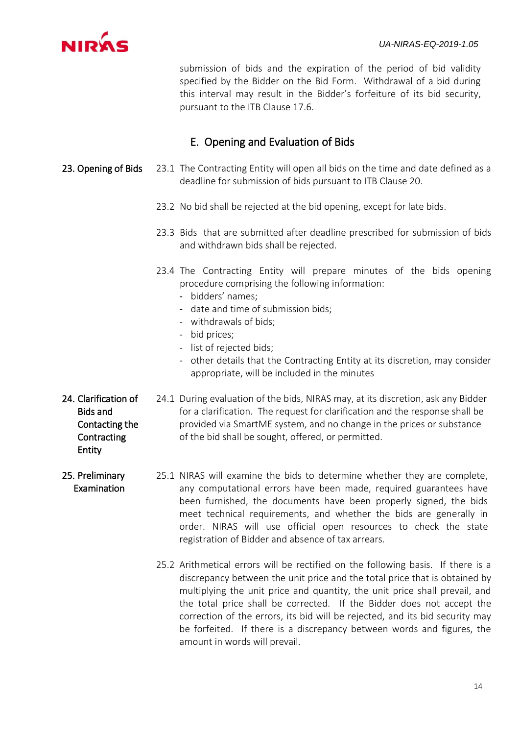submission of bids and the expiration of the period of bid validity specified by the Bidder on the Bid Form. Withdrawal of a bid during this interval may result in the Bidder's forfeiture of its bid security, pursuant to the ITB Clause 17.6.

## E. Opening and Evaluation of Bids

**23. Opening of Bids**

23.1 The Contracting Entity will open all bids on the time and date defined as a deadline for submission of bids pursuant to ITB Clause 20.

23.2 No bid shall be rejected at the bid opening, except for late bids.

23.3 Bids that are submitted after deadline prescribed for submission of bids and withdrawn bids shall be rejected.

23.4 The Contracting Entity will prepare minutes of the bids opening procedure comprising the following information:

- bidders' names;
- date and time of submission bids;
- withdrawals of bids;
- bid prices;
- list of rejected bids;
- other details that the Contracting Entity at its discretion, may consider appropriate, will be included in the minutes

**24. Clarification of Bids and Contacting the Contracting Entity**

24.1 During evaluation of the bids, NIRAS may, at its discretion, ask any Bidder for a clarification. The request for clarification and the response shall be provided via SmartME system, and no change in the prices or substance of the bid shall be sought, offered, or permitted.

**25. Preliminary Examination**

25.1 NIRAS will examine the bids to determine whether they are complete, any computational errors have been made, required guarantees have been furnished, the documents have been properly signed, the bids meet technical requirements, and whether the bids are generally in order. NIRAS will use official open resources to check the state registration of Bidder and absence of tax arrears.

25.2 Arithmetical errors will be rectified on the following basis. If there is a discrepancy between the unit price and the total price that is obtained by multiplying the unit price and quantity, the unit price shall prevail, and the total price shall be corrected. If the Bidder does not accept the correction of the errors, its bid will be rejected, and its bid security may be forfeited. If there is a discrepancy between words and figures, the amount in words will prevail.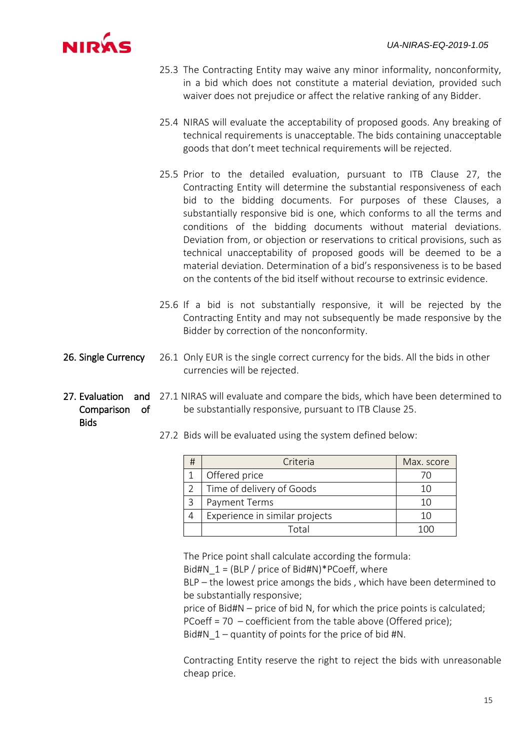25.3 The Contracting Entity may waive any minor informality, nonconformity, in a bid which does not constitute a material deviation, provided such waiver does not prejudice or affect the relative ranking of any Bidder.

25.4 NIRAS will evaluate the acceptability of proposed goods. Any breaking of technical requirements is unacceptable. The bids containing unacceptable goods that don't meet technical requirements will be rejected.

25.5 Prior to the detailed evaluation, pursuant to ITB Clause 27, the Contracting Entity will determine the substantial responsiveness of each bid to the bidding documents. For purposes of these Clauses, a substantially responsive bid is one, which conforms to all the terms and conditions of the bidding documents without material deviations. Deviation from, or objection or reservations to critical provisions, such as technical unacceptability of proposed goods will be deemed to be a material deviation. Determination of a bid's responsiveness is to be based on the contents of the bid itself without recourse to extrinsic evidence.

25.6 If a bid is not substantially responsive, it will be rejected by the Contracting Entity and may not subsequently be made responsive by the Bidder by correction of the nonconformity.

## 26. Single Currency

26.1 Only EUR is the single correct currency for the bids. All the bids in other currencies will be rejected.

## 27. Evaluation and Comparison of Bids

27.1 NIRAS will evaluate and compare the bids, which have been determined to be substantially responsive, pursuant to ITB Clause 25.

27.2 Bids will be evaluated using the system defined below:

| # | Criteria | Max. score |
|---|---|---|
| 1 | Offered price | 70 |
| 2 | Time of delivery of Goods | 10 |
| 3 | Payment Terms | 10 |
| 4 | Experience in similar projects | 10 |
| | Total | 100 |

The Price point shall calculate according the formula:
Bid#N_1 = (BLP / price of Bid#N)*PCoeff, where
BLP – the lowest price amongs the bids , which have been determined to be substantially responsive;
price of Bid#N – price of bid N, for which the price points is calculated;
PCoeff = 70 – coefficient from the table above (Offered price);
Bid#N_1 – quantity of points for the price of bid #N.

Contracting Entity reserve the right to reject the bids with unreasonable cheap price.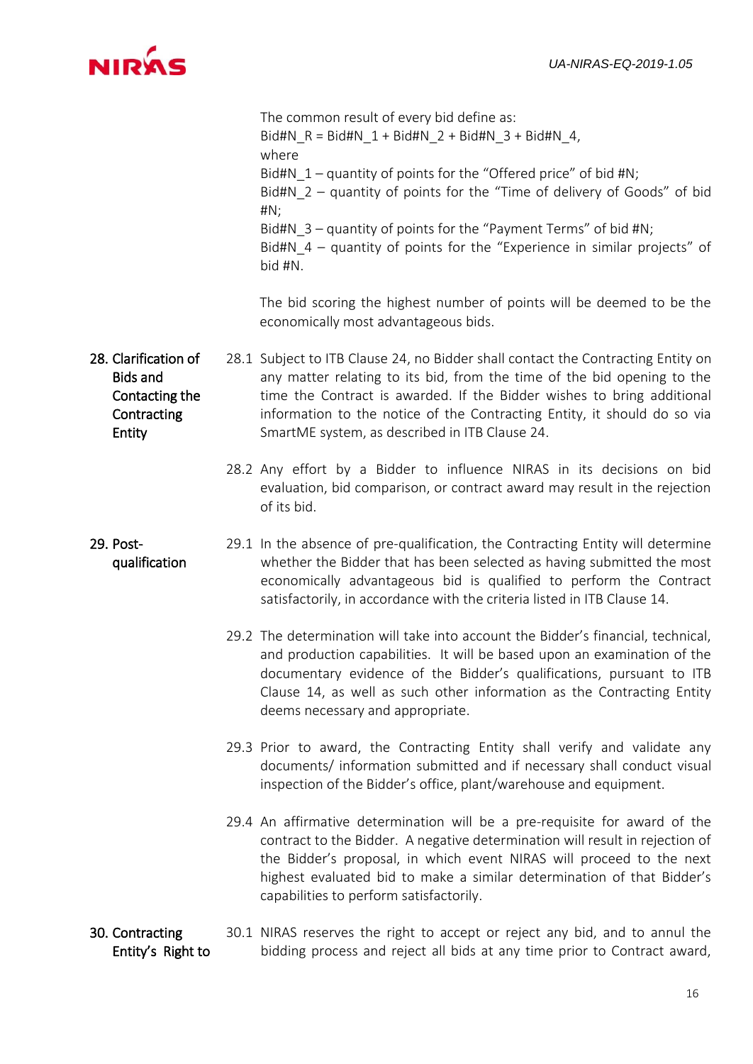The common result of every bid define as:

Bid#N_R = Bid#N_1 + Bid#N_2 + Bid#N_3 + Bid#N_4,

where

Bid#N_1 – quantity of points for the "Offered price" of bid #N;

Bid#N_2 – quantity of points for the "Time of delivery of Goods" of bid #N;

Bid#N_3 – quantity of points for the "Payment Terms" of bid #N;

Bid#N_4 – quantity of points for the "Experience in similar projects" of bid #N.

The bid scoring the highest number of points will be deemed to be the economically most advantageous bids.

**28. Clarification of Bids and Contacting the Contracting Entity**

28.1 Subject to ITB Clause 24, no Bidder shall contact the Contracting Entity on any matter relating to its bid, from the time of the bid opening to the time the Contract is awarded. If the Bidder wishes to bring additional information to the notice of the Contracting Entity, it should do so via SmartME system, as described in ITB Clause 24.

28.2 Any effort by a Bidder to influence NIRAS in its decisions on bid evaluation, bid comparison, or contract award may result in the rejection of its bid.

**29. Post-qualification**

29.1 In the absence of pre-qualification, the Contracting Entity will determine whether the Bidder that has been selected as having submitted the most economically advantageous bid is qualified to perform the Contract satisfactorily, in accordance with the criteria listed in ITB Clause 14.

29.2 The determination will take into account the Bidder's financial, technical, and production capabilities. It will be based upon an examination of the documentary evidence of the Bidder's qualifications, pursuant to ITB Clause 14, as well as such other information as the Contracting Entity deems necessary and appropriate.

29.3 Prior to award, the Contracting Entity shall verify and validate any documents/ information submitted and if necessary shall conduct visual inspection of the Bidder's office, plant/warehouse and equipment.

29.4 An affirmative determination will be a pre-requisite for award of the contract to the Bidder. A negative determination will result in rejection of the Bidder's proposal, in which event NIRAS will proceed to the next highest evaluated bid to make a similar determination of that Bidder's capabilities to perform satisfactorily.

**30. Contracting Entity's Right to**

30.1 NIRAS reserves the right to accept or reject any bid, and to annul the bidding process and reject all bids at any time prior to Contract award,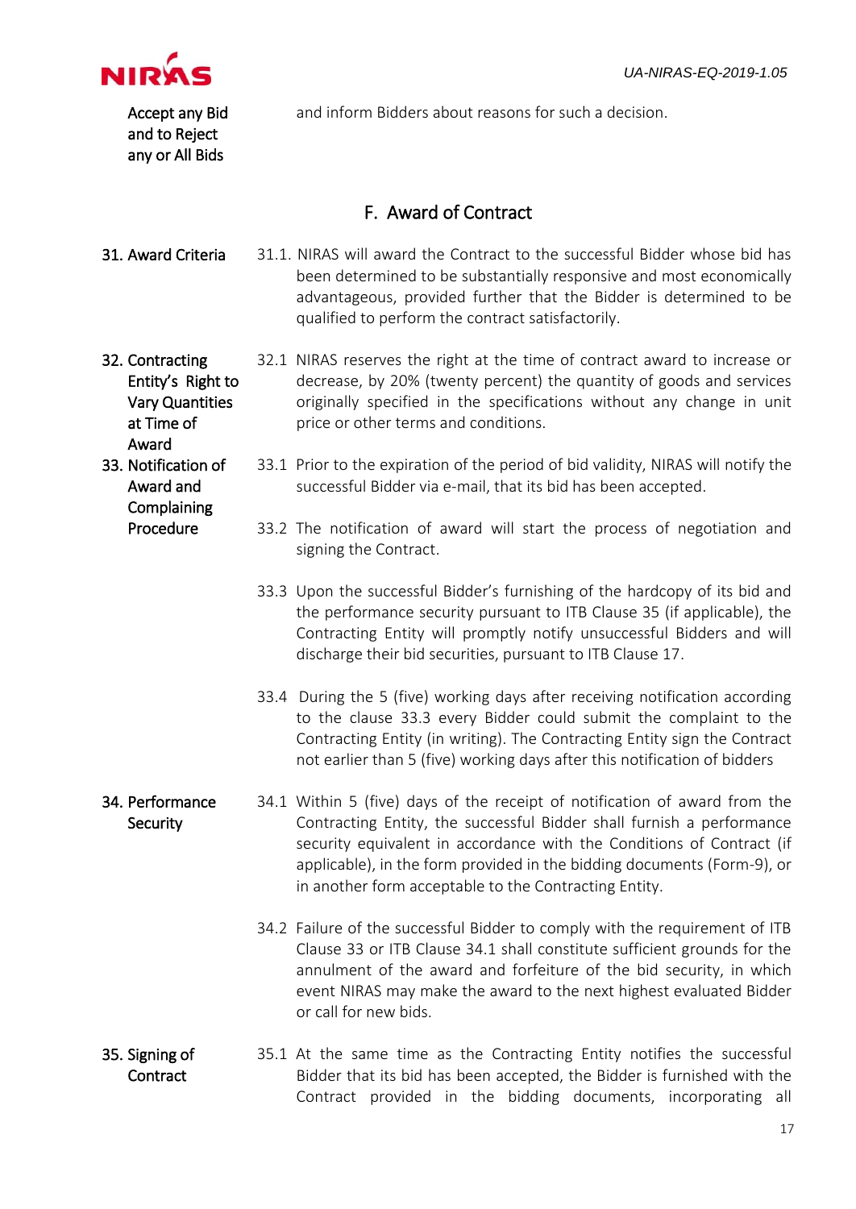**Accept any Bid and to Reject any or All Bids**

and inform Bidders about reasons for such a decision.

## F. Award of Contract

**31. Award Criteria**

31.1. NIRAS will award the Contract to the successful Bidder whose bid has been determined to be substantially responsive and most economically advantageous, provided further that the Bidder is determined to be qualified to perform the contract satisfactorily.

**32. Contracting Entity's Right to Vary Quantities at Time of Award**

32.1 NIRAS reserves the right at the time of contract award to increase or decrease, by 20% (twenty percent) the quantity of goods and services originally specified in the specifications without any change in unit price or other terms and conditions.

**33. Notification of Award and Complaining Procedure**

33.1 Prior to the expiration of the period of bid validity, NIRAS will notify the successful Bidder via e-mail, that its bid has been accepted.

33.2 The notification of award will start the process of negotiation and signing the Contract.

33.3 Upon the successful Bidder's furnishing of the hardcopy of its bid and the performance security pursuant to ITB Clause 35 (if applicable), the Contracting Entity will promptly notify unsuccessful Bidders and will discharge their bid securities, pursuant to ITB Clause 17.

33.4 During the 5 (five) working days after receiving notification according to the clause 33.3 every Bidder could submit the complaint to the Contracting Entity (in writing). The Contracting Entity sign the Contract not earlier than 5 (five) working days after this notification of bidders

**34. Performance Security**

34.1 Within 5 (five) days of the receipt of notification of award from the Contracting Entity, the successful Bidder shall furnish a performance security equivalent in accordance with the Conditions of Contract (if applicable), in the form provided in the bidding documents (Form-9), or in another form acceptable to the Contracting Entity.

34.2 Failure of the successful Bidder to comply with the requirement of ITB Clause 33 or ITB Clause 34.1 shall constitute sufficient grounds for the annulment of the award and forfeiture of the bid security, in which event NIRAS may make the award to the next highest evaluated Bidder or call for new bids.

**35. Signing of Contract**

35.1 At the same time as the Contracting Entity notifies the successful Bidder that its bid has been accepted, the Bidder is furnished with the Contract provided in the bidding documents, incorporating all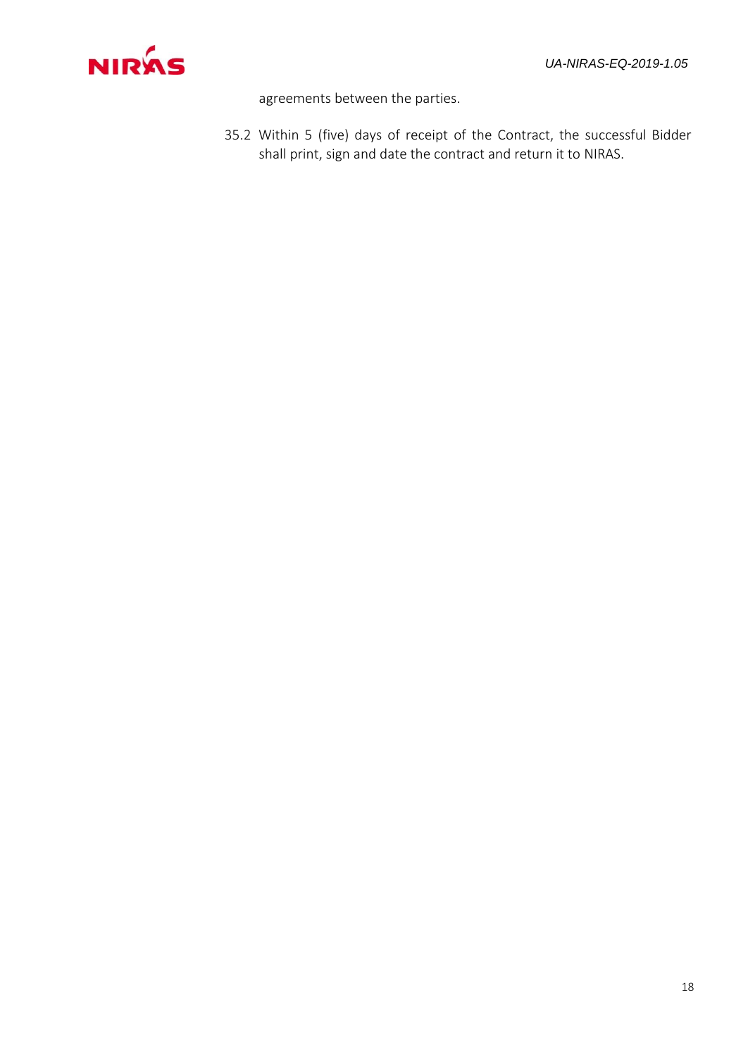agreements between the parties.

35.2 Within 5 (five) days of receipt of the Contract, the successful Bidder shall print, sign and date the contract and return it to NIRAS.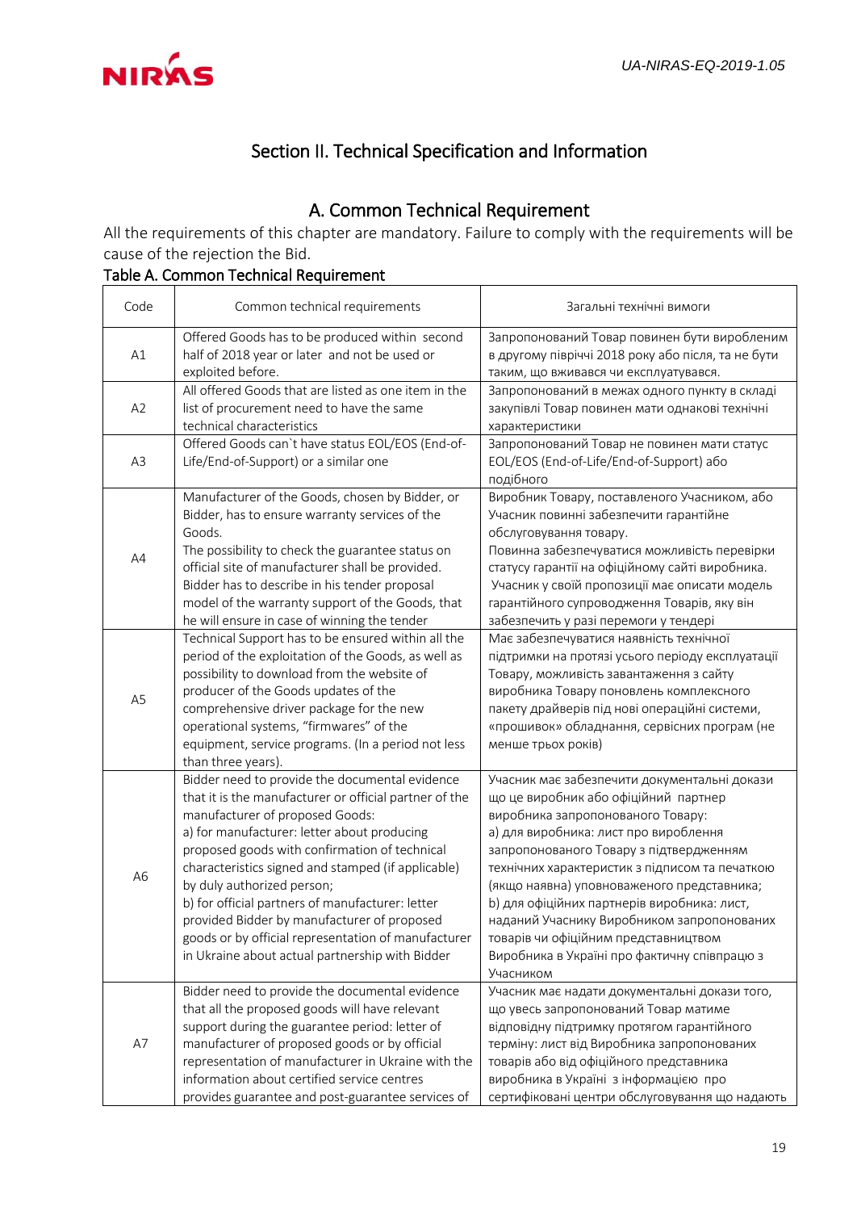## Section II. Technical Specification and Information

### A. Common Technical Requirement

All the requirements of this chapter are mandatory. Failure to comply with the requirements will be cause of the rejection the Bid.

**Table A. Common Technical Requirement**

| Code | Common technical requirements | Загальні технічні вимоги |
|---|---|---|
| A1 | Offered Goods has to be produced within second half of 2018 year or later and not be used or exploited before. | Запропонований Товар повинен бути виробленим в другому півріччі 2018 року або після, та не бути таким, що вживався чи експлуатувався. |
| A2 | All offered Goods that are listed as one item in the list of procurement need to have the same technical characteristics | Запропонований в межах одного пункту в складі закупівлі Товар повинен мати однакові технічні характеристики |
| A3 | Offered Goods can`t have status EOL/EOS (End-of-Life/End-of-Support) or a similar one | Запропонований Товар не повинен мати статус EOL/EOS (End-of-Life/End-of-Support) або подібного |
| A4 | Manufacturer of the Goods, chosen by Bidder, or Bidder, has to ensure warranty services of the Goods.<br>The possibility to check the guarantee status on official site of manufacturer shall be provided.<br>Bidder has to describe in his tender proposal model of the warranty support of the Goods, that he will ensure in case of winning the tender | Виробник Товару, поставленого Учасником, або Учасник повинні забезпечити гарантійне обслуговування товару.<br>Повинна забезпечуватися можливість перевірки статусу гарантії на офіційному сайті виробника.<br>Учасник у своїй пропозиції має описати модель гарантійного супроводження Товарів, яку він забезпечить у разі перемоги у тендері |
| A5 | Technical Support has to be ensured within all the period of the exploitation of the Goods, as well as possibility to download from the website of producer of the Goods updates of the comprehensive driver package for the new operational systems, "firmwares" of the equipment, service programs. (In a period not less than three years). | Має забезпечуватися наявність технічної підтримки на протязі усього періоду експлуатації Товару, можливість завантаження з сайту виробника Товару поновлень комплексного пакету драйверів під нові операційні системи, «прошивок» обладнання, сервісних програм (не менше трьох років) |
| A6 | Bidder need to provide the documental evidence that it is the manufacturer or official partner of the manufacturer of proposed Goods:<br>a) for manufacturer: letter about producing proposed goods with confirmation of technical characteristics signed and stamped (if applicable) by duly authorized person;<br>b) for official partners of manufacturer: letter provided Bidder by manufacturer of proposed goods or by official representation of manufacturer in Ukraine about actual partnership with Bidder | Учасник має забезпечити документальні докази що це виробник або офіційний партнер виробника запропонованого Товару:<br>a) для виробника: лист про вироблення запропонованого Товару з підтвердженням технічних характеристик з підписом та печаткою (якщо наявна) уповноваженого представника;<br>b) для офіційних партнерів виробника: лист, наданий Учаснику Виробником запропонованих товарів чи офіційним представництвом Виробника в Україні про фактичну співпрацю з Учасником |
| A7 | Bidder need to provide the documental evidence that all the proposed goods will have relevant support during the guarantee period: letter of manufacturer of proposed goods or by official representation of manufacturer in Ukraine with the information about certified service centres provides guarantee and post-guarantee services of | Учасник має надати документальні докази того, що увесь запропонований Товар матиме відповідну підтримку протягом гарантійного терміну: лист від Виробника запропонованих товарів або від офіційного представника виробника в Україні з інформацією про сертифіковані центри обслуговування що надають |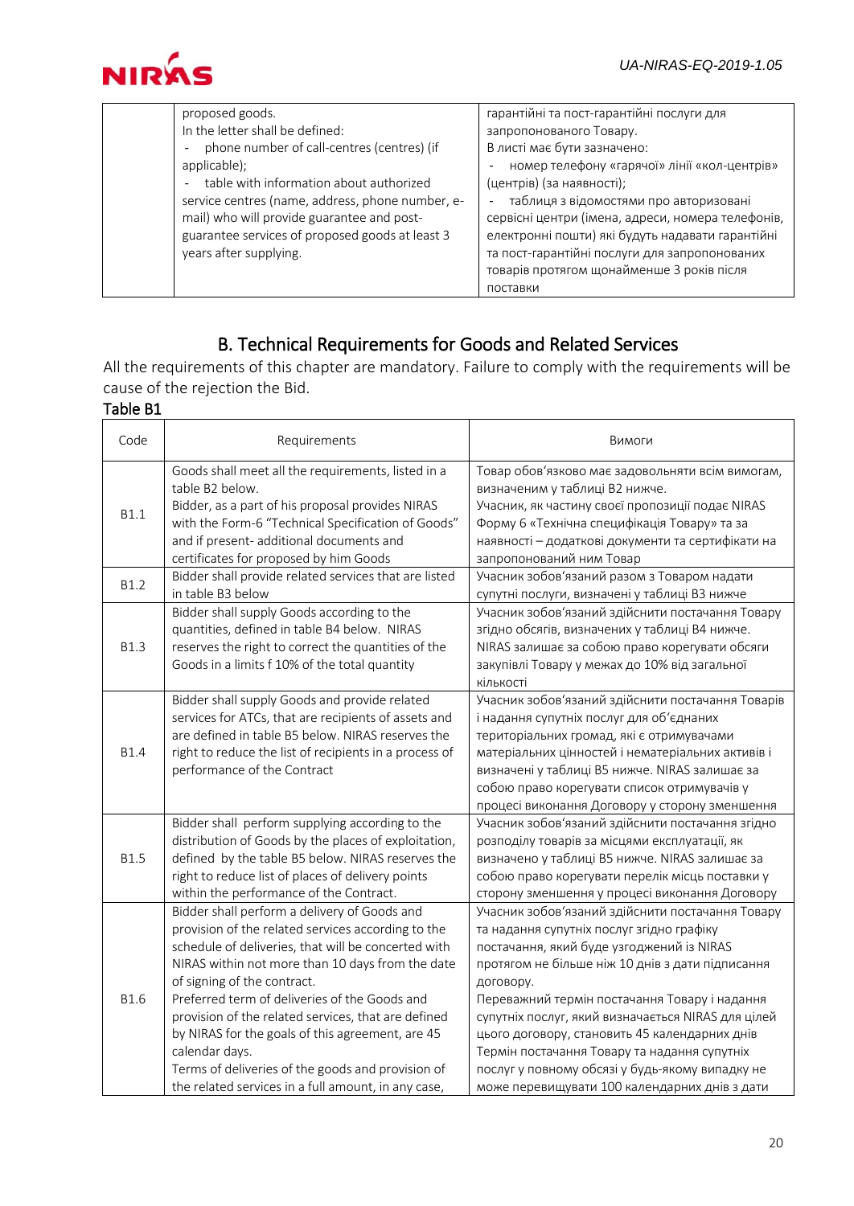| | proposed goods.<br>In the letter shall be defined:<br>- phone number of call-centres (centres) (if applicable);<br>- table with information about authorized service centres (name, address, phone number, e-mail) who will provide guarantee and post-guarantee services of proposed goods at least 3 years after supplying. | гарантійні та пост-гарантійні послуги для запропонованого Товару.<br>В листі має бути зазначено:<br>- номер телефону «гарячої» лінії «кол-центрів» (центрів) (за наявності);<br>- таблиця з відомостями про авторизовані сервісні центри (імена, адреси, номера телефонів, електронні пошти) які будуть надавати гарантійні та пост-гарантійні послуги для запропонованих товарів протягом щонайменше 3 років після поставки |
|---|---|---|

## B. Technical Requirements for Goods and Related Services

All the requirements of this chapter are mandatory. Failure to comply with the requirements will be cause of the rejection the Bid.

**Table B1**

| Code | Requirements | Вимоги |
|---|---|---|
| B1.1 | Goods shall meet all the requirements, listed in a table B2 below.<br>Bidder, as a part of his proposal provides NIRAS with the Form-6 "Technical Specification of Goods" and if present- additional documents and certificates for proposed by him Goods | Товар обов'язково має задовольняти всім вимогам, визначеним у таблиці B2 нижче.<br>Учасник, як частину своєї пропозиції подає NIRAS Форму 6 «Технічна специфікація Товару» та за наявності – додаткові документи та сертифікати на запропонований ним Товар |
| B1.2 | Bidder shall provide related services that are listed in table B3 below | Учасник зобов'язаний разом з Товаром надати супутні послуги, визначені у таблиці B3 нижче |
| B1.3 | Bidder shall supply Goods according to the quantities, defined in table B4 below. NIRAS reserves the right to correct the quantities of the Goods in a limits f 10% of the total quantity | Учасник зобов'язаний здійснити постачання Товару згідно обсягів, визначених у таблиці B4 нижче.<br>NIRAS залишає за собою право корегувати обсяги закупівлі Товару у межах до 10% від загальної кількості |
| B1.4 | Bidder shall supply Goods and provide related services for ATCs, that are recipients of assets and are defined in table B5 below. NIRAS reserves the right to reduce the list of recipients in a process of performance of the Contract | Учасник зобов'язаний здійснити постачання Товарів і надання супутніх послуг для об'єднаних територіальних громад, які є отримувачами матеріальних цінностей і нематеріальних активів і визначені у таблиці B5 нижче. NIRAS залишає за собою право корегувати список отримувачів у процесі виконання Договору у сторону зменшення |
| B1.5 | Bidder shall perform supplying according to the distribution of Goods by the places of exploitation, defined by the table B5 below. NIRAS reserves the right to reduce list of places of delivery points within the performance of the Contract. | Учасник зобов'язаний здійснити постачання згідно розподілу товарів за місцями експлуатації, як визначено у таблиці B5 нижче. NIRAS залишає за собою право корегувати перелік місць поставки у сторону зменшення у процесі виконання Договору |
| B1.6 | Bidder shall perform a delivery of Goods and provision of the related services according to the schedule of deliveries, that will be concerted with NIRAS within not more than 10 days from the date of signing of the contract.<br>Preferred term of deliveries of the Goods and provision of the related services, that are defined by NIRAS for the goals of this agreement, are 45 calendar days.<br>Terms of deliveries of the goods and provision of the related services in a full amount, in any case, | Учасник зобов'язаний здійснити постачання Товару та надання супутніх послуг згідно графіку постачання, який буде узгоджений із NIRAS протягом не більше ніж 10 днів з дати підписання договору.<br>Переважний термін постачання Товару і надання супутніх послуг, який визначається NIRAS для цілей цього договору, становить 45 календарних днів<br>Термін постачання Товару та надання супутніх послуг у повному обсязі у будь-якому випадку не може перевищувати 100 календарних днів з дати |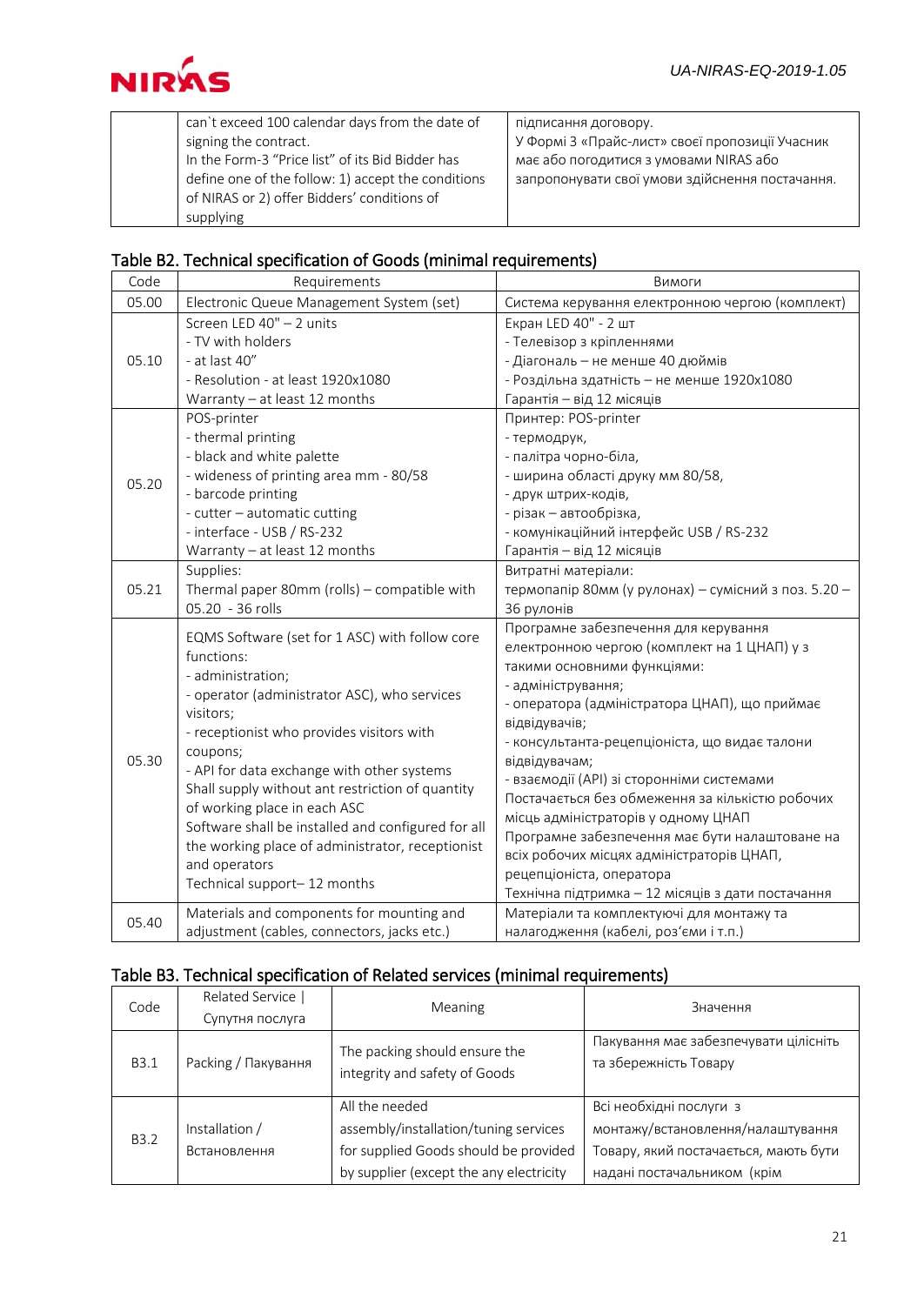| | can`t exceed 100 calendar days from the date of signing the contract.<br>In the Form-3 "Price list" of its Bid Bidder has define one of the follow: 1) accept the conditions of NIRAS or 2) offer Bidders' conditions of supplying | підписання договору.<br>У Формі 3 «Прайс-лист» своєї пропозиції Учасник має або погодитися з умовами NIRAS або запропонувати свої умови здійснення постачання. |
|---|---|---|

## Table B2. Technical specification of Goods (minimal requirements)

| Code | Requirements | Вимоги |
|---|---|---|
| 05.00 | Electronic Queue Management System (set) | Система керування електронною чергою (комплект) |
| 05.10 | Screen LED 40" – 2 units<br>- TV with holders<br>- at last 40"<br>- Resolution - at least 1920x1080<br>Warranty – at least 12 months | Екран LED 40" - 2 шт<br>- Телевізор з кріпленнями<br>- Діагональ – не менше 40 дюймів<br>- Роздільна здатність – не менше 1920x1080<br>Гарантія – від 12 місяців |
| 05.20 | POS-printer<br>- thermal printing<br>- black and white palette<br>- wideness of printing area mm - 80/58<br>- barcode printing<br>- cutter – automatic cutting<br>- interface - USB / RS-232<br>Warranty – at least 12 months | Принтер: POS-printer<br>- термодрук,<br>- палітра чорно-біла,<br>- ширина області друку мм 80/58,<br>- друк штрих-кодів,<br>- різак – автообрізка,<br>- комунікаційний інтерфейс USB / RS-232<br>Гарантія – від 12 місяців |
| 05.21 | Supplies:<br>Thermal paper 80mm (rolls) – compatible with 05.20 - 36 rolls | Витратні матеріали:<br>термопапір 80мм (у рулонах) – сумісний з поз. 5.20 – 36 рулонів |
| 05.30 | EQMS Software (set for 1 ASC) with follow core functions:<br>- administration;<br>- operator (administrator ASC), who services visitors;<br>- receptionist who provides visitors with coupons;<br>- API for data exchange with other systems<br>Shall supply without ant restriction of quantity of working place in each ASC<br>Software shall be installed and configured for all the working place of administrator, receptionist and operators<br>Technical support– 12 months | Програмне забезпечення для керування електронною чергою (комплект на 1 ЦНАП) у з такими основними функціями:<br>- адміністрування;<br>- оператора (адміністратора ЦНАП), що приймає відвідувачів;<br>- консультанта-рецепціоніста, що видає талони відвідувачам;<br>- взаємодії (API) зі сторонніми системами<br>Постачається без обмеження за кількістю робочих місць адміністраторів у одному ЦНАП<br>Програмне забезпечення має бути налаштоване на всіх робочих місцях адміністраторів ЦНАП, рецепціоніста, оператора<br>Технічна підтримка – 12 місяців з дати постачання |
| 05.40 | Materials and components for mounting and adjustment (cables, connectors, jacks etc.) | Матеріали та комплектуючі для монтажу та налагодження (кабелі, роз'єми і т.п.) |

## Table B3. Technical specification of Related services (minimal requirements)

| Code | Related Service \| Супутня послуга | Meaning | Значення |
|---|---|---|---|
| B3.1 | Packing / Пакування | The packing should ensure the integrity and safety of Goods | Пакування має забезпечувати цілісніть та збережність Товару |
| B3.2 | Installation / Встановлення | All the needed assembly/installation/tuning services for supplied Goods should be provided by supplier (except the any electricity | Всі необхідні послуги з монтажу/встановлення/налаштування Товару, який постачається, мають бути надані постачальником (крім |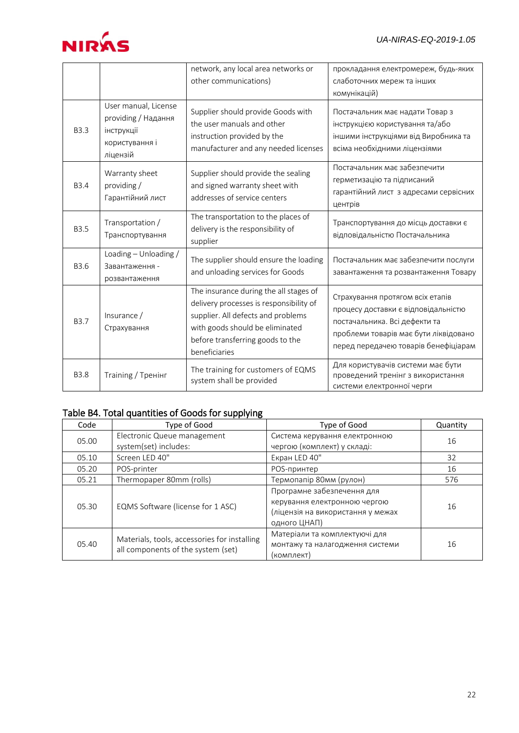| | | network, any local area networks or other communications) | прокладання електромереж, будь-яких слаботочних мереж та інших комунікацій) |
|---|---|---|---|
| B3.3 | User manual, License providing / Надання інструкції користування і ліцензій | Supplier should provide Goods with the user manuals and other instruction provided by the manufacturer and any needed licenses | Постачальник має надати Товар з інструкцією користування та/або іншими інструкціями від Виробника та всіма необхідними ліцензіями |
| B3.4 | Warranty sheet providing / Гарантійний лист | Supplier should provide the sealing and signed warranty sheet with addresses of service centers | Постачальник має забезпечити герметизацію та підписаний гарантійний лист з адресами сервісних центрів |
| B3.5 | Transportation / Транспортування | The transportation to the places of delivery is the responsibility of supplier | Транспортування до місць доставки є відповідальністю Постачальника |
| B3.6 | Loading – Unloading / Завантаження - розвантаження | The supplier should ensure the loading and unloading services for Goods | Постачальник має забезпечити послуги завантаження та розвантаження Товару |
| B3.7 | Insurance / Страхування | The insurance during the all stages of delivery processes is responsibility of supplier. All defects and problems with goods should be eliminated before transferring goods to the beneficiaries | Страхування протягом всіх етапів процесу доставки є відповідальністю постачальника. Всі дефекти та проблеми товарів має бути ліквідовано перед передачею товарів бенефіціарам |
| B3.8 | Training / Тренінг | The training for customers of EQMS system shall be provided | Для користувачів системи має бути проведений тренінг з використання системи електронної черги |

## Table B4. Total quantities of Goods for supplying

| Code | Type of Good | Type of Good | Quantity |
|---|---|---|---|
| 05.00 | Electronic Queue management system(set) includes: | Система керування електронною чергою (комплект) у складі: | 16 |
| 05.10 | Screen LED 40" | Екран LED 40" | 32 |
| 05.20 | POS-printer | POS-принтер | 16 |
| 05.21 | Thermopaper 80mm (rolls) | Термопапір 80мм (рулон) | 576 |
| 05.30 | EQMS Software (license for 1 ASC) | Програмне забезпечення для керування електронною чергою (ліцензія на використання у межах одного ЦНАП) | 16 |
| 05.40 | Materials, tools, accessories for installing all components of the system (set) | Матеріали та комплектуючі для монтажу та налагодження системи (комплект) | 16 |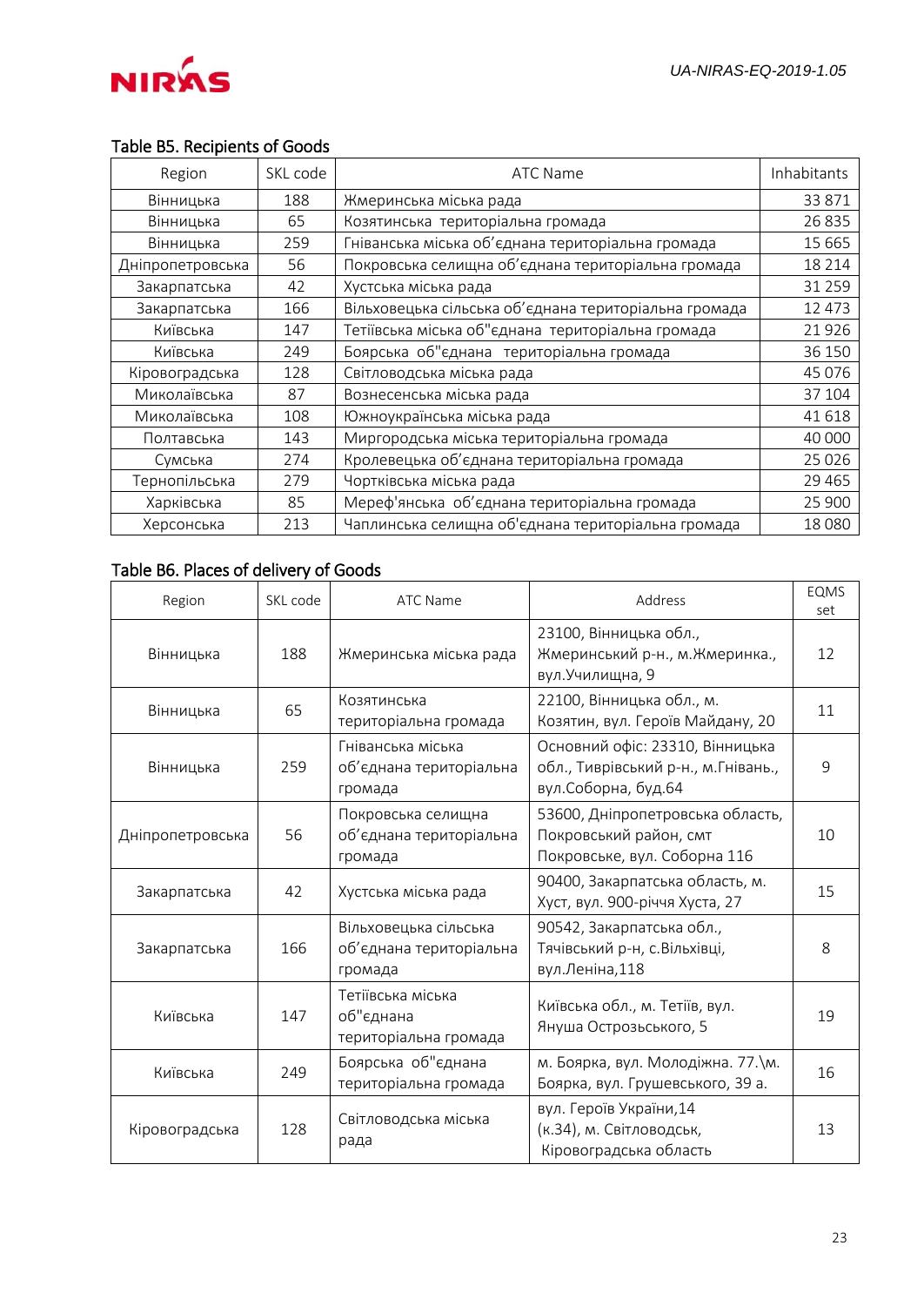### Table B5. Recipients of Goods

| Region | SKL code | ATC Name | Inhabitants |
|---|---|---|---|
| Вінницька | 188 | Жмеринська міська рада | 33 871 |
| Вінницька | 65 | Козятинська  територіальна громада | 26 835 |
| Вінницька | 259 | Гніванська міська об'єднана територіальна громада | 15 665 |
| Дніпропетровська | 56 | Покровська селищна об'єднана територіальна громада | 18 214 |
| Закарпатська | 42 | Хустська міська рада | 31 259 |
| Закарпатська | 166 | Вільховецька сільська об'єднана територіальна громада | 12 473 |
| Київська | 147 | Тетіївська міська об"єднана  територіальна громада | 21 926 |
| Київська | 249 | Боярська  об"єднана   територіальна громада | 36 150 |
| Кіровоградська | 128 | Світловодська міська рада | 45 076 |
| Миколаївська | 87 | Вознесенська міська рада | 37 104 |
| Миколаївська | 108 | Южноукраїнська міська рада | 41 618 |
| Полтавська | 143 | Миргородська міська територіальна громада | 40 000 |
| Сумська | 274 | Кролевецька об'єднана територіальна громада | 25 026 |
| Тернопільська | 279 | Чортківська міська рада | 29 465 |
| Харківська | 85 | Мереф'янська  об'єднана територіальна громада | 25 900 |
| Херсонська | 213 | Чаплинська селищна об'єднана територіальна громада | 18 080 |

### Table B6. Places of delivery of Goods

| Region | SKL code | ATC Name | Address | EQMS set |
|---|---|---|---|---|
| Вінницька | 188 | Жмеринська міська рада | 23100, Вінницька обл., Жмеринський р-н., м.Жмеринка., вул.Училищна, 9 | 12 |
| Вінницька | 65 | Козятинська територіальна громада | 22100, Вінницька обл., м. Козятин, вул. Героїв Майдану, 20 | 11 |
| Вінницька | 259 | Гніванська міська об'єднана територіальна громада | Основний офіс: 23310, Вінницька обл., Тиврівський р-н., м.Гнівань., вул.Соборна, буд.64 | 9 |
| Дніпропетровська | 56 | Покровська селищна об'єднана територіальна громада | 53600, Дніпропетровська область, Покровський район, смт Покровське, вул. Соборна 116 | 10 |
| Закарпатська | 42 | Хустська міська рада | 90400, Закарпатська область, м. Хуст, вул. 900-річчя Хуста, 27 | 15 |
| Закарпатська | 166 | Вільховецька сільська об'єднана територіальна громада | 90542, Закарпатська обл., Тячівський р-н, с.Вільхівці, вул.Леніна,118 | 8 |
| Київська | 147 | Тетіївська міська об"єднана територіальна громада | Київська обл., м. Тетіїв, вул. Януша Острозького, 5 | 19 |
| Київська | 249 | Боярська  об"єднана територіальна громада | м. Боярка, вул. Молодіжна. 77.\м. Боярка, вул. Грушевського, 39 а. | 16 |
| Кіровоградська | 128 | Світловодська міська рада | вул. Героїв України,14 (к.34), м. Світловодськ, Кіровоградська область | 13 |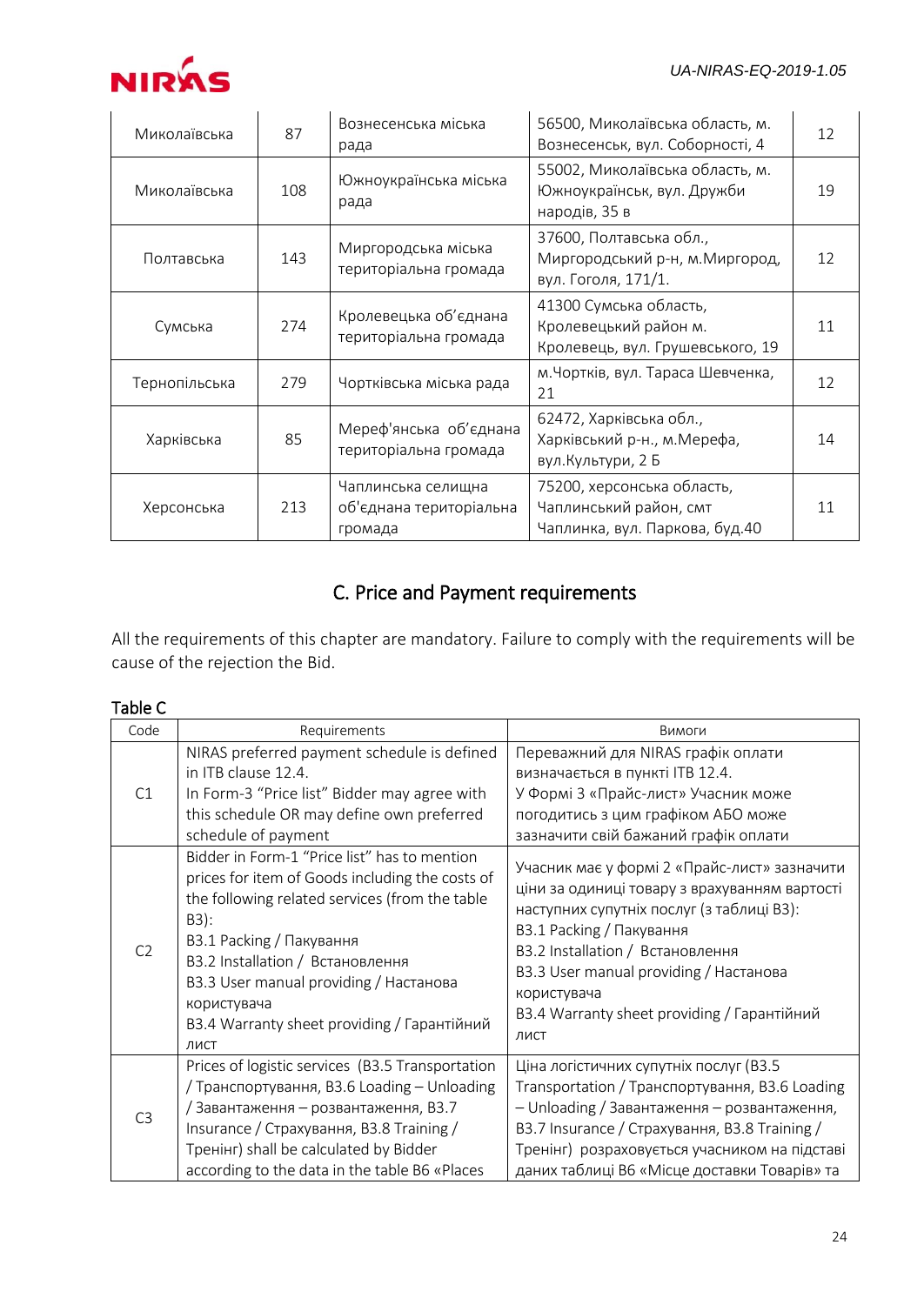| Миколаївська | 87 | Вознесенська міська рада | 56500, Миколаївська область, м. Вознесенськ, вул. Соборності, 4 | 12 |
|---|---|---|---|---|
| Миколаївська | 108 | Южноукраїнська міська рада | 55002, Миколаївська область, м. Южноукраїнськ, вул. Дружби народів, 35 в | 19 |
| Полтавська | 143 | Миргородська міська територіальна громада | 37600, Полтавська обл., Миргородський р-н, м.Миргород, вул. Гоголя, 171/1. | 12 |
| Сумська | 274 | Кролевецька об'єднана територіальна громада | 41300 Сумська область, Кролевецький район м. Кролевець, вул. Грушевського, 19 | 11 |
| Тернопільська | 279 | Чортківська міська рада | м.Чортків, вул. Тараса Шевченка, 21 | 12 |
| Харківська | 85 | Мереф'янська об'єднана територіальна громада | 62472, Харківська обл., Харківський р-н., м.Мерефа, вул.Культури, 2 Б | 14 |
| Херсонська | 213 | Чаплинська селищна об'єднана територіальна громада | 75200, херсонська область, Чаплинський район, смт Чаплинка, вул. Паркова, буд.40 | 11 |

## C. Price and Payment requirements

All the requirements of this chapter are mandatory. Failure to comply with the requirements will be cause of the rejection the Bid.

Table C

| Code | Requirements | Вимоги |
|---|---|---|
| C1 | NIRAS preferred payment schedule is defined in ITB clause 12.4.<br>In Form-3 "Price list" Bidder may agree with this schedule OR may define own preferred schedule of payment | Переважний для NIRAS графік оплати визначається в пункті ITB 12.4.<br>У Формі 3 «Прайс-лист» Учасник може погодитись з цим графіком АБО може зазначити свій бажаний графік оплати |
| C2 | Bidder in Form-1 "Price list" has to mention prices for item of Goods including the costs of the following related services (from the table B3):<br>B3.1 Packing / Пакування<br>B3.2 Installation / Встановлення<br>B3.3 User manual providing / Настанова користувача<br>B3.4 Warranty sheet providing / Гарантійний лист | Учасник має у формі 2 «Прайс-лист» зазначити ціни за одиниці товару з врахуванням вартості наступних супутніх послуг (з таблиці В3):<br>B3.1 Packing / Пакування<br>B3.2 Installation / Встановлення<br>B3.3 User manual providing / Настанова користувача<br>B3.4 Warranty sheet providing / Гарантійний лист |
| C3 | Prices of logistic services (B3.5 Transportation / Транспортування, B3.6 Loading – Unloading / Завантаження – розвантаження, B3.7 Insurance / Страхування, B3.8 Training / Тренінг) shall be calculated by Bidder according to the data in the table B6 «Places | Ціна логістичних супутніх послуг (B3.5 Transportation / Транспортування, B3.6 Loading – Unloading / Завантаження – розвантаження, B3.7 Insurance / Страхування, B3.8 Training / Тренінг) розраховується учасником на підставі даних таблиці В6 «Місце доставки Товарів» та |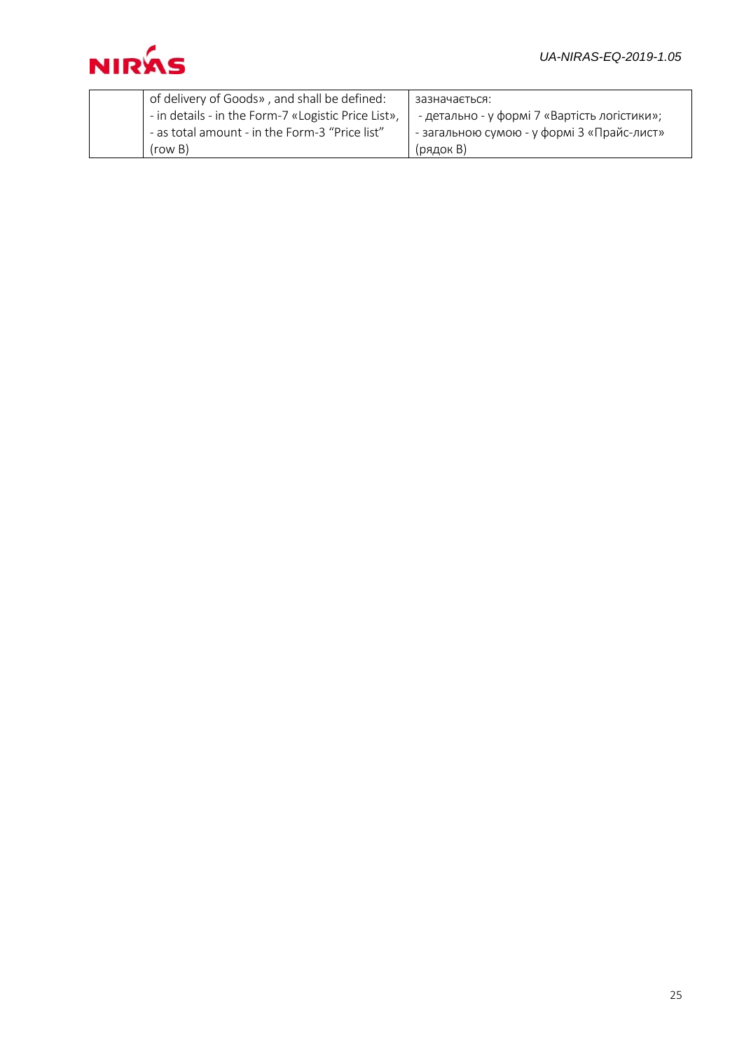| | | |
|---|---|---|
| | of delivery of Goods» , and shall be defined:<br>- in details - in the Form-7 «Logistic Price List»,<br>- as total amount - in the Form-3 "Price list" (row B) | зазначається:<br>- детально - у формі 7 «Вартість логістики»;<br>- загальною сумою - у формі 3 «Прайс-лист» (рядок B) |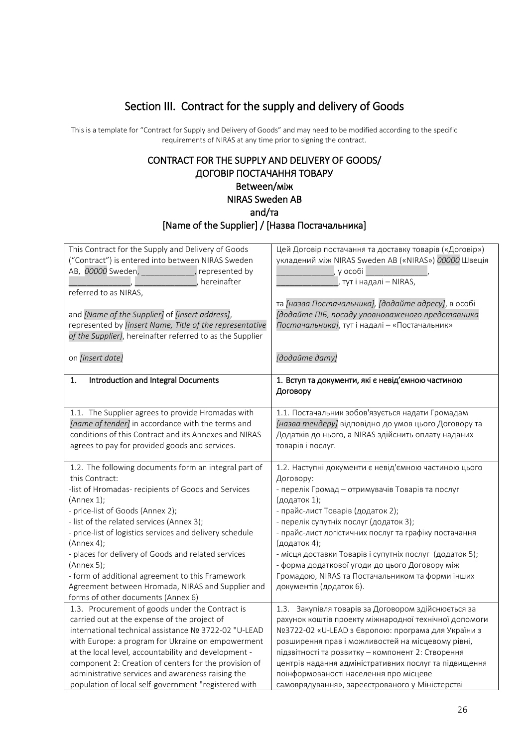## Section III. Contract for the supply and delivery of Goods

This is a template for "Contract for Supply and Delivery of Goods" and may need to be modified according to the specific requirements of NIRAS at any time prior to signing the contract.

### CONTRACT FOR THE SUPPLY AND DELIVERY OF GOODS/ ДОГОВІР ПОСТАЧАННЯ ТОВАРУ
### Between/між
### NIRAS Sweden AB
### and/та
### [Name of the Supplier] / [Назва Постачальника]

| | |
|---|---|
| This Contract for the Supply and Delivery of Goods ("Contract") is entered into between NIRAS Sweden AB, *00000* Sweden, \_\_\_\_\_\_\_\_\_\_\_\_, represented by \_\_\_\_\_\_\_\_\_\_\_\_\_\_, \_\_\_\_\_\_\_\_\_\_\_\_\_\_, hereinafter referred to as NIRAS,<br><br>and *[Name of the Supplier]* of *[insert address]*, represented by *[insert Name, Title of the representative of the Supplier]*, hereinafter referred to as the Supplier<br><br>on *[insert date]* | Цей Договір постачання та доставку товарів («Договір») укладений між NIRAS Sweden AB («NIRAS») *00000* Швеція \_\_\_\_\_\_\_\_\_\_\_\_, у особі \_\_\_\_\_\_\_\_\_\_\_\_\_\_, \_\_\_\_\_\_\_\_\_\_\_\_\_\_, тут і надалі – NIRAS,<br><br>та *[назва Постачальника]*, *[додайте адресу]*, в особі *[додайте ПІБ, посаду уповноваженого представника Постачальника]*, тут і надалі – «Постачальник»<br><br>*[додайте дату]* |
| **1. Introduction and Integral Documents** | **1. Вступ та документи, які є невід'ємною частиною Договору** |
| 1.1. The Supplier agrees to provide Hromadas with *[name of tender]* in accordance with the terms and conditions of this Contract and its Annexes and NIRAS agrees to pay for provided goods and services. | 1.1. Постачальник зобов'язується надати Громадам *[назва тендеру]* відповідно до умов цього Договору та Додатків до нього, а NIRAS здійснить оплату наданих товарів і послуг. |
| 1.2. The following documents form an integral part of this Contract:<br>-list of Hromadas- recipients of Goods and Services (Annex 1);<br>- price-list of Goods (Annex 2);<br>- list of the related services (Annex 3);<br>- price-list of logistics services and delivery schedule (Annex 4);<br>- places for delivery of Goods and related services (Annex 5);<br>- form of additional agreement to this Framework Agreement between Hromada, NIRAS and Supplier and forms of other documents (Annex 6) | 1.2. Наступні документи є невід'ємною частиною цього Договору:<br>- перелік Громад – отримувачів Товарів та послуг (додаток 1);<br>- прайс-лист Товарів (додаток 2);<br>- перелік супутніх послуг (додаток 3);<br>- прайс-лист логістичних послуг та графіку постачання (додаток 4);<br>- місця доставки Товарів і супутніх послуг (додаток 5);<br>- форма додаткової угоди до цього Договору між Громадою, NIRAS та Постачальником та форми інших документів (додаток 6). |
| 1.3. Procurement of goods under the Contract is carried out at the expense of the project of international technical assistance № 3722-02 "U-LEAD with Europe: a program for Ukraine on empowerment at the local level, accountability and development - component 2: Creation of centers for the provision of administrative services and awareness raising the population of local self-government "registered with | 1.3. Закупівля товарів за Договором здійснюється за рахунок коштів проекту міжнародної технічної допомоги №3722-02 «U-LEAD з Європою: програма для України з розширення прав і можливостей на місцевому рівні, підзвітності та розвитку – компонент 2: Створення центрів надання адміністративних послуг та підвищення поінформованості населення про місцеве самоврядування», зареєстрованого у Міністерстві |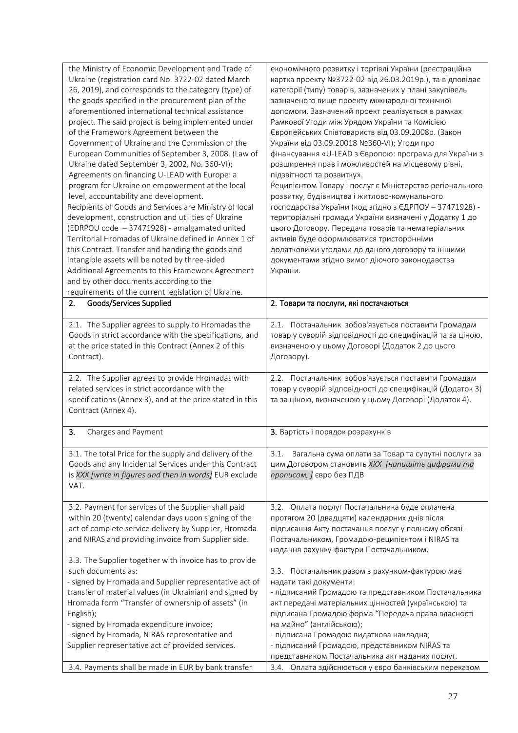| | |
|---|---|
| the Ministry of Economic Development and Trade of Ukraine (registration card No. 3722-02 dated March 26, 2019), and corresponds to the category (type) of the goods specified in the procurement plan of the aforementioned international technical assistance project. The said project is being implemented under of the Framework Agreement between the Government of Ukraine and the Commission of the European Communities of September 3, 2008. (Law of Ukraine dated September 3, 2002, No. 360-VI); Agreements on financing U-LEAD with Europe: a program for Ukraine on empowerment at the local level, accountability and development.<br>Recipients of Goods and Services are Ministry of local development, construction and utilities of Ukraine (EDRPOU code – 37471928) - amalgamated united Territorial Hromadas of Ukraine defined in Annex 1 of this Contract. Transfer and handing the goods and intangible assets will be noted by three-sided Additional Agreements to this Framework Agreement and by other documents according to the requirements of the current legislation of Ukraine. | економічного розвитку і торгівлі України (реєстраційна картка проекту №3722-02 від 26.03.2019р.), та відповідає категорії (типу) товарів, зазначених у плані закупівель зазначеного вище проекту міжнародної технічної допомоги. Зазначений проект реалізується в рамках Рамкової Угоди між Урядом України та Комісією Європейських Співтовариств від 03.09.2008р. (Закон України від 03.09.20018 №360-VI); Угоди про фінансування «U-LEAD з Європою: програма для України з розширення прав і можливостей на місцевому рівні, підзвітності та розвитку».<br>Реципієнтом Товару і послуг є Міністерство регіонального розвитку, будівництва і житлово-комунального господарства України (код згідно з ЄДРПОУ – 37471928) - територіальні громади України визначені у Додатку 1 до цього Договору. Передача товарів та нематеріальних активів буде оформлюватися тристоронніми додатковими угодами до даного договору та іншими документами згідно вимог діючого законодавства України. |
| **2. Goods/Services Supplied** | **2. Товари та послуги, які постачаються** |
| 2.1. The Supplier agrees to supply to Hromadas the Goods in strict accordance with the specifications, and at the price stated in this Contract (Annex 2 of this Contract). | 2.1. Постачальник зобов'язується поставити Громадам товар у суворій відповідності до специфікацій та за ціною, визначеною у цьому Договорі (Додаток 2 до цього Договору). |
| 2.2. The Supplier agrees to provide Hromadas with related services in strict accordance with the specifications (Annex 3), and at the price stated in this Contract (Annex 4). | 2.2. Постачальник зобов'язується поставити Громадам товар у суворій відповідності до специфікацій (Додаток 3) та за ціною, визначеною у цьому Договорі (Додаток 4). |
| **3. Charges and Payment** | **3. Вартість і порядок розрахунків** |
| 3.1. The total Price for the supply and delivery of the Goods and any Incidental Services under this Contract is *XXX [write in figures and then in words]* EUR exclude VAT. | 3.1. Загальна сума оплати за Товар та супутні послуги за цим Договором становить *XXX [напишіть цифрами та прописом, ]* євро без ПДВ |
| 3.2. Payment for services of the Supplier shall paid within 20 (twenty) calendar days upon signing of the act of complete service delivery by Supplier, Hromada and NIRAS and providing invoice from Supplier side.<br><br>3.3. The Supplier together with invoice has to provide such documents as:<br>- signed by Hromada and Supplier representative act of transfer of material values (in Ukrainian) and signed by Hromada form "Transfer of ownership of assets" (in English);<br>- signed by Hromada expenditure invoice;<br>- signed by Hromada, NIRAS representative and Supplier representative act of provided services. | 3.2. Оплата послуг Постачальника буде оплачена протягом 20 (двадцяти) календарних днів після підписання Акту постачання послуг у повному обсязі - Постачальником, Громадою-реципієнтом і NIRAS та надання рахунку-фактури Постачальником.<br><br>3.3. Постачальник разом з рахунком-фактурою має надати такі документи:<br>- підписаний Громадою та представником Постачальника акт передачі матеріальних цінностей (українською) та підписана Громадою форма "Передача права власності на майно" (англійською);<br>- підписана Громадою видаткова накладна;<br>- підписаний Громадою, представником NIRAS та представником Постачальника акт наданих послуг. |
| 3.4. Payments shall be made in EUR by bank transfer | 3.4. Оплата здійснюється у євро банківським переказом |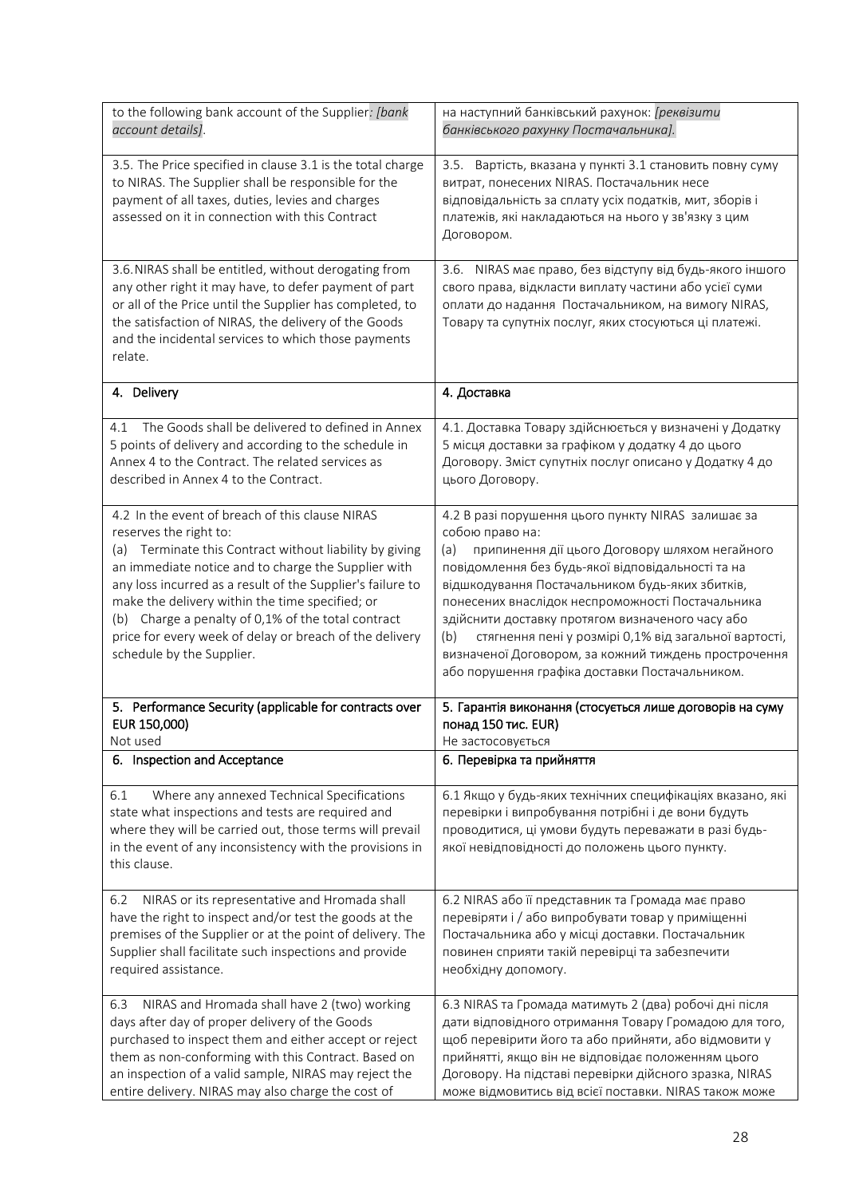| to the following bank account of the Supplier: *[bank account details]*. | на наступний банківський рахунок: *[реквізити банківського рахунку Постачальника]*. |
|---|---|
| 3.5. The Price specified in clause 3.1 is the total charge to NIRAS. The Supplier shall be responsible for the payment of all taxes, duties, levies and charges assessed on it in connection with this Contract | 3.5. Вартість, вказана у пункті 3.1 становить повну суму витрат, понесених NIRAS. Постачальник несе відповідальність за сплату усіх податків, мит, зборів і платежів, які накладаються на нього у зв'язку з цим Договором. |
| 3.6. NIRAS shall be entitled, without derogating from any other right it may have, to defer payment of part or all of the Price until the Supplier has completed, to the satisfaction of NIRAS, the delivery of the Goods and the incidental services to which those payments relate. | 3.6. NIRAS має право, без відступу від будь-якого іншого свого права, відкласти виплату частини або усієї суми оплати до надання Постачальником, на вимогу NIRAS, Товару та супутніх послуг, яких стосуються ці платежі. |
| **4. Delivery** | **4. Доставка** |
| 4.1 The Goods shall be delivered to defined in Annex 5 points of delivery and according to the schedule in Annex 4 to the Contract. The related services as described in Annex 4 to the Contract. | 4.1. Доставка Товару здійснюється у визначені у Додатку 5 місця доставки за графіком у додатку 4 до цього Договору. Зміст супутніх послуг описано у Додатку 4 до цього Договору. |
| 4.2 In the event of breach of this clause NIRAS reserves the right to:<br>(a) Terminate this Contract without liability by giving an immediate notice and to charge the Supplier with any loss incurred as a result of the Supplier's failure to make the delivery within the time specified; or<br>(b) Charge a penalty of 0,1% of the total contract price for every week of delay or breach of the delivery schedule by the Supplier. | 4.2 В разі порушення цього пункту NIRAS залишає за собою право на:<br>(a) припинення дії цього Договору шляхом негайного повідомлення без будь-якої відповідальності та на відшкодування Постачальником будь-яких збитків, понесених внаслідок неспроможності Постачальника здійснити доставку протягом визначеного часу або<br>(b) стягнення пені у розмірі 0,1% від загальної вартості, визначеної Договором, за кожний тиждень прострочення або порушення графіка доставки Постачальником. |
| **5. Performance Security (applicable for contracts over EUR 150,000)**<br>Not used | **5. Гарантія виконання (стосується лише договорів на суму понад 150 тис. EUR)**<br>Не застосовується |
| **6. Inspection and Acceptance** | **6. Перевірка та прийняття** |
| 6.1 Where any annexed Technical Specifications state what inspections and tests are required and where they will be carried out, those terms will prevail in the event of any inconsistency with the provisions in this clause. | 6.1 Якщо у будь-яких технічних специфікаціях вказано, які перевірки і випробування потрібні і де вони будуть проводитися, ці умови будуть переважати в разі будь-якої невідповідності до положень цього пункту. |
| 6.2 NIRAS or its representative and Hromada shall have the right to inspect and/or test the goods at the premises of the Supplier or at the point of delivery. The Supplier shall facilitate such inspections and provide required assistance. | 6.2 NIRAS або її представник та Громада має право перевіряти і / або випробувати товар у приміщенні Постачальника або у місці доставки. Постачальник повинен сприяти такій перевірці та забезпечити необхідну допомогу. |
| 6.3 NIRAS and Hromada shall have 2 (two) working days after day of proper delivery of the Goods purchased to inspect them and either accept or reject them as non-conforming with this Contract. Based on an inspection of a valid sample, NIRAS may reject the entire delivery. NIRAS may also charge the cost of | 6.3 NIRAS та Громада матимуть 2 (два) робочі дні після дати відповідного отримання Товару Громадою для того, щоб перевірити його та або прийняти, або відмовити у прийнятті, якщо він не відповідає положенням цього Договору. На підставі перевірки дійсного зразка, NIRAS може відмовитись від всієї поставки. NIRAS також може |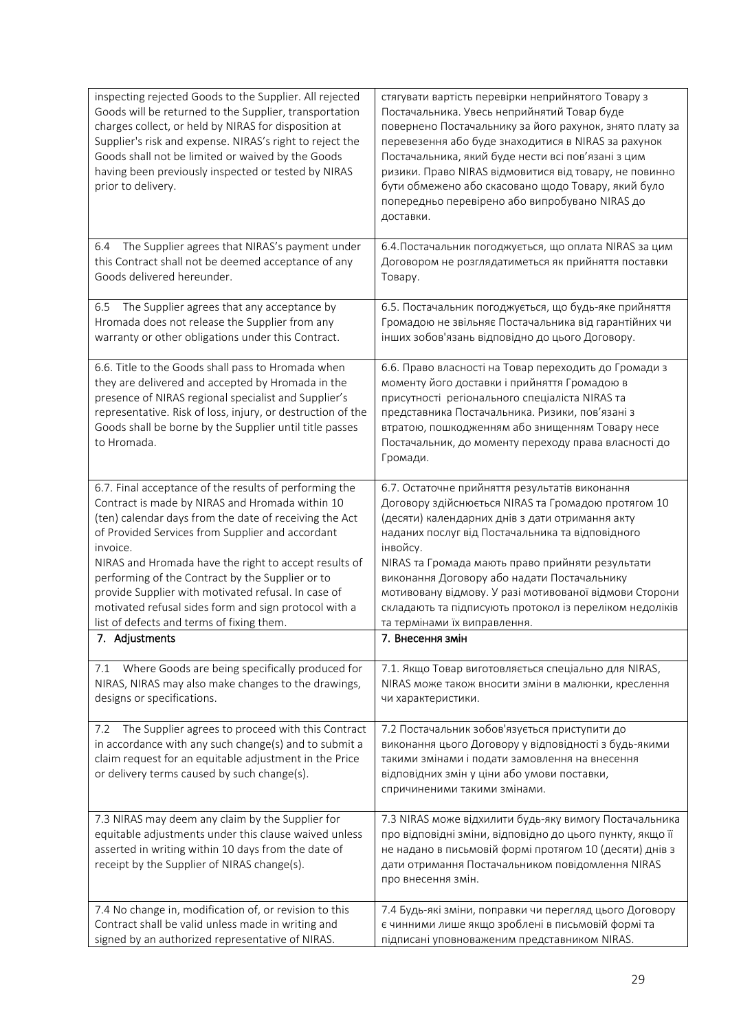| | |
|---|---|
| inspecting rejected Goods to the Supplier. All rejected Goods will be returned to the Supplier, transportation charges collect, or held by NIRAS for disposition at Supplier's risk and expense. NIRAS's right to reject the Goods shall not be limited or waived by the Goods having been previously inspected or tested by NIRAS prior to delivery. | стягувати вартість перевірки неприйнятого Товару з Постачальника. Увесь неприйнятий Товар буде повернено Постачальнику за його рахунок, знято плату за перевезення або буде знаходитися в NIRAS за рахунок Постачальника, який буде нести всі пов'язані з цим ризики. Право NIRAS відмовитися від товару, не повинно бути обмежено або скасовано щодо Товару, який було попередньо перевірено або випробувано NIRAS до доставки. |
| 6.4 The Supplier agrees that NIRAS's payment under this Contract shall not be deemed acceptance of any Goods delivered hereunder. | 6.4.Постачальник погоджується, що оплата NIRAS за цим Договором не розглядатиметься як прийняття поставки Товару. |
| 6.5 The Supplier agrees that any acceptance by Hromada does not release the Supplier from any warranty or other obligations under this Contract. | 6.5. Постачальник погоджується, що будь-яке прийняття Громадою не звільняє Постачальника від гарантійних чи інших зобов'язань відповідно до цього Договору. |
| 6.6. Title to the Goods shall pass to Hromada when they are delivered and accepted by Hromada in the presence of NIRAS regional specialist and Supplier's representative. Risk of loss, injury, or destruction of the Goods shall be borne by the Supplier until title passes to Hromada. | 6.6. Право власності на Товар переходить до Громади з моменту його доставки і прийняття Громадою в присутності регіонального спеціаліста NIRAS та представника Постачальника. Ризики, пов'язані з втратою, пошкодженням або знищенням Товару несе Постачальник, до моменту переходу права власності до Громади. |
| 6.7. Final acceptance of the results of performing the Contract is made by NIRAS and Hromada within 10 (ten) calendar days from the date of receiving the Act of Provided Services from Supplier and accordant invoice.<br>NIRAS and Hromada have the right to accept results of performing of the Contract by the Supplier or to provide Supplier with motivated refusal. In case of motivated refusal sides form and sign protocol with a list of defects and terms of fixing them. | 6.7. Остаточне прийняття результатів виконання Договору здійснюється NIRAS та Громадою протягом 10 (десяти) календарних днів з дати отримання акту наданих послуг від Постачальника та відповідного інвойсу.<br>NIRAS та Громада мають право прийняти результати виконання Договору або надати Постачальнику мотивовану відмову. У разі мотивованої відмови Сторони складають та підписують протокол із переліком недоліків та термінами їх виправлення. |
| **7. Adjustments** | **7. Внесення змін** |
| 7.1 Where Goods are being specifically produced for NIRAS, NIRAS may also make changes to the drawings, designs or specifications. | 7.1. Якщо Товар виготовляється спеціально для NIRAS, NIRAS може також вносити зміни в малюнки, креслення чи характеристики. |
| 7.2 The Supplier agrees to proceed with this Contract in accordance with any such change(s) and to submit a claim request for an equitable adjustment in the Price or delivery terms caused by such change(s). | 7.2 Постачальник зобов'язується приступити до виконання цього Договору у відповідності з будь-якими такими змінами і подати замовлення на внесення відповідних змін у ціни або умови поставки, спричиненими такими змінами. |
| 7.3 NIRAS may deem any claim by the Supplier for equitable adjustments under this clause waived unless asserted in writing within 10 days from the date of receipt by the Supplier of NIRAS change(s). | 7.3 NIRAS може відхилити будь-яку вимогу Постачальника про відповідні зміни, відповідно до цього пункту, якщо її не надано в письмовій формі протягом 10 (десяти) днів з дати отримання Постачальником повідомлення NIRAS про внесення змін. |
| 7.4 No change in, modification of, or revision to this Contract shall be valid unless made in writing and signed by an authorized representative of NIRAS. | 7.4 Будь-які зміни, поправки чи перегляд цього Договору є чинними лише якщо зроблені в письмовій формі та підписані уповноваженим представником NIRAS. |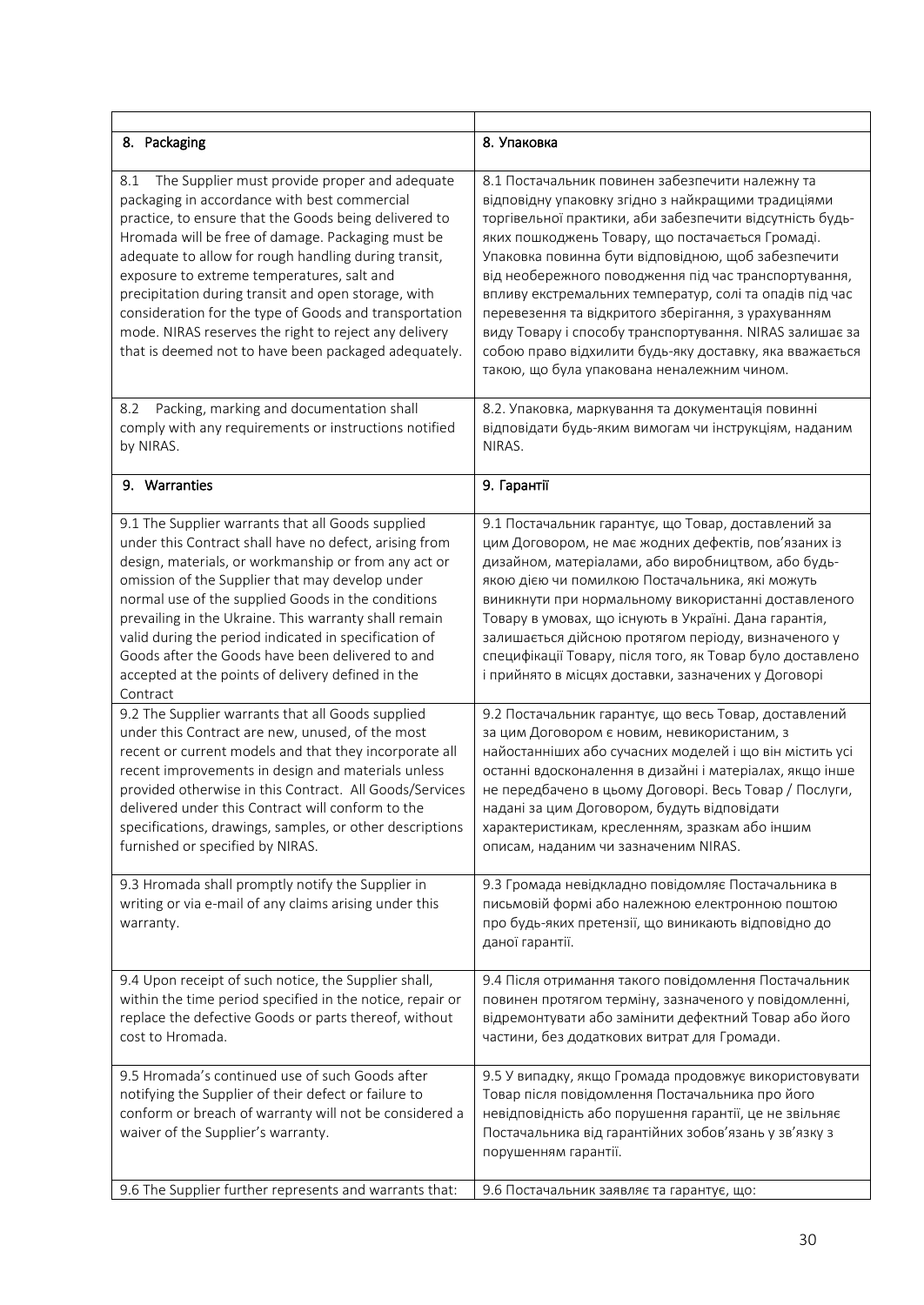| | |
|---|---|
| **8. Packaging** | **8. Упаковка** |
| 8.1 The Supplier must provide proper and adequate packaging in accordance with best commercial practice, to ensure that the Goods being delivered to Hromada will be free of damage. Packaging must be adequate to allow for rough handling during transit, exposure to extreme temperatures, salt and precipitation during transit and open storage, with consideration for the type of Goods and transportation mode. NIRAS reserves the right to reject any delivery that is deemed not to have been packaged adequately. | 8.1 Постачальник повинен забезпечити належну та відповідну упаковку згідно з найкращими традиціями торгівельної практики, аби забезпечити відсутність будь-яких пошкоджень Товару, що постачається Громаді. Упаковка повинна бути відповідною, щоб забезпечити від необережного поводження під час транспортування, впливу екстремальних температур, солі та опадів під час перевезення та відкритого зберігання, з урахуванням виду Товару і способу транспортування. NIRAS залишає за собою право відхилити будь-яку доставку, яка вважається такою, що була упакована неналежним чином. |
| 8.2 Packing, marking and documentation shall comply with any requirements or instructions notified by NIRAS. | 8.2. Упаковка, маркування та документація повинні відповідати будь-яким вимогам чи інструкціям, наданим NIRAS. |
| **9. Warranties** | **9. Гарантії** |
| 9.1 The Supplier warrants that all Goods supplied under this Contract shall have no defect, arising from design, materials, or workmanship or from any act or omission of the Supplier that may develop under normal use of the supplied Goods in the conditions prevailing in the Ukraine. This warranty shall remain valid during the period indicated in specification of Goods after the Goods have been delivered to and accepted at the points of delivery defined in the Contract | 9.1 Постачальник гарантує, що Товар, доставлений за цим Договором, не має жодних дефектів, пов'язаних із дизайном, матеріалами, або виробництвом, або будь-якою дією чи помилкою Постачальника, які можуть виникнути при нормальному використанні доставленого Товару в умовах, що існують в Україні. Дана гарантія, залишається дійсною протягом періоду, визначеного у специфікації Товару, після того, як Товар було доставлено і прийнято в місцях доставки, зазначених у Договорі |
| 9.2 The Supplier warrants that all Goods supplied under this Contract are new, unused, of the most recent or current models and that they incorporate all recent improvements in design and materials unless provided otherwise in this Contract. All Goods/Services delivered under this Contract will conform to the specifications, drawings, samples, or other descriptions furnished or specified by NIRAS. | 9.2 Постачальник гарантує, що весь Товар, доставлений за цим Договором є новим, невикористаним, з найостанніших або сучасних моделей і що він містить усі останні вдосконалення в дизайні і матеріалах, якщо інше не передбачено в цьому Договорі. Весь Товар / Послуги, надані за цим Договором, будуть відповідати характеристикам, кресленням, зразкам або іншим описам, наданим чи зазначеним NIRAS. |
| 9.3 Hromada shall promptly notify the Supplier in writing or via e-mail of any claims arising under this warranty. | 9.3 Громада невідкладно повідомляє Постачальника в письмовій формі або належною електронною поштою про будь-яких претензії, що виникають відповідно до даної гарантії. |
| 9.4 Upon receipt of such notice, the Supplier shall, within the time period specified in the notice, repair or replace the defective Goods or parts thereof, without cost to Hromada. | 9.4 Після отримання такого повідомлення Постачальник повинен протягом терміну, зазначеного у повідомленні, відремонтувати або замінити дефектний Товар або його частини, без додаткових витрат для Громади. |
| 9.5 Hromada's continued use of such Goods after notifying the Supplier of their defect or failure to conform or breach of warranty will not be considered a waiver of the Supplier's warranty. | 9.5 У випадку, якщо Громада продовжує використовувати Товар після повідомлення Постачальника про його невідповідність або порушення гарантії, це не звільняє Постачальника від гарантійних зобов'язань у зв'язку з порушенням гарантії. |
| 9.6 The Supplier further represents and warrants that: | 9.6 Постачальник заявляє та гарантує, що: |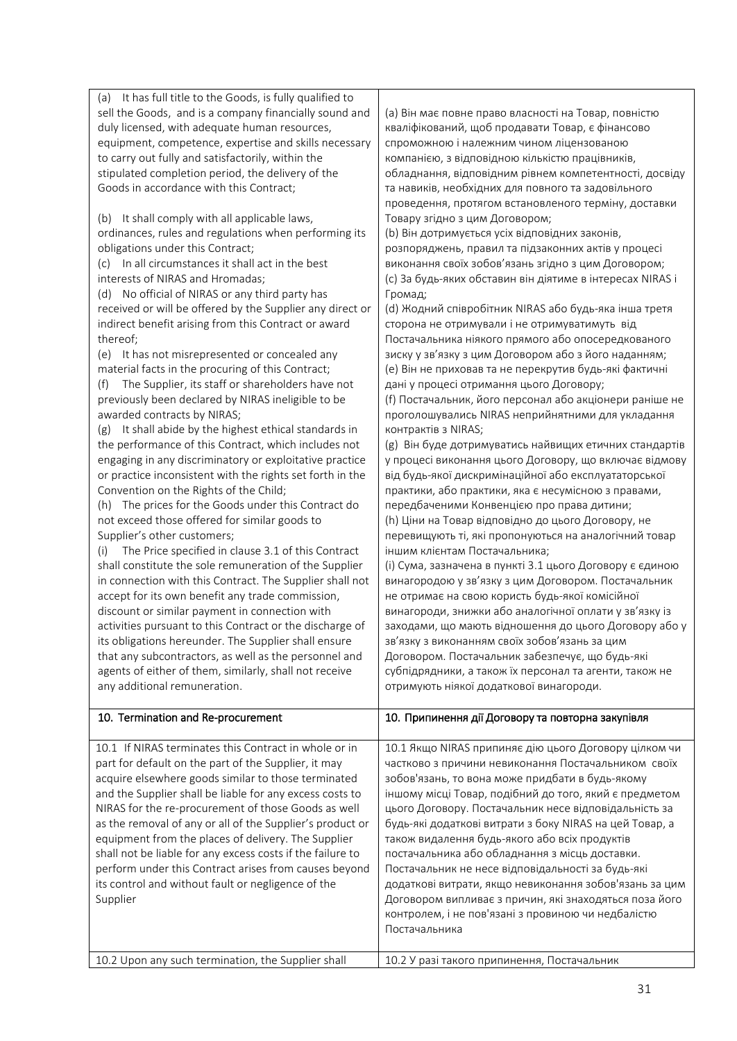| | |
|---|---|
| (a) It has full title to the Goods, is fully qualified to sell the Goods, and is a company financially sound and duly licensed, with adequate human resources, equipment, competence, expertise and skills necessary to carry out fully and satisfactorily, within the stipulated completion period, the delivery of the Goods in accordance with this Contract;<br><br>(b) It shall comply with all applicable laws, ordinances, rules and regulations when performing its obligations under this Contract;<br>(c) In all circumstances it shall act in the best interests of NIRAS and Hromadas;<br>(d) No official of NIRAS or any third party has received or will be offered by the Supplier any direct or indirect benefit arising from this Contract or award thereof;<br>(e) It has not misrepresented or concealed any material facts in the procuring of this Contract;<br>(f) The Supplier, its staff or shareholders have not previously been declared by NIRAS ineligible to be awarded contracts by NIRAS;<br>(g) It shall abide by the highest ethical standards in the performance of this Contract, which includes not engaging in any discriminatory or exploitative practice or practice inconsistent with the rights set forth in the Convention on the Rights of the Child;<br>(h) The prices for the Goods under this Contract do not exceed those offered for similar goods to Supplier's other customers;<br>(i) The Price specified in clause 3.1 of this Contract shall constitute the sole remuneration of the Supplier in connection with this Contract. The Supplier shall not accept for its own benefit any trade commission, discount or similar payment in connection with activities pursuant to this Contract or the discharge of its obligations hereunder. The Supplier shall ensure that any subcontractors, as well as the personnel and agents of either of them, similarly, shall not receive any additional remuneration. | (a) Він має повне право власності на Товар, повністю кваліфікований, щоб продавати Товар, є фінансово спроможною і належним чином ліцензованою компанією, з відповідною кількістю працівників, обладнання, відповідним рівнем компетентності, досвіду та навиків, необхідних для повного та задовільного проведення, протягом встановленого терміну, доставки Товару згідно з цим Договором;<br>(b) Він дотримується усіх відповідних законів, розпоряджень, правил та підзаконних актів у процесі виконання своїх зобов'язань згідно з цим Договором;<br>(c) За будь-яких обставин він діятиме в інтересах NIRAS і Громад;<br>(d) Жодний співробітник NIRAS або будь-яка інша третя сторона не отримували і не отримуватимуть від Постачальника ніякого прямого або опосередкованого зиску у зв'язку з цим Договором або з його наданням;<br>(e) Він не приховав та не перекрутив будь-які фактичні дані у процесі отримання цього Договору;<br>(f) Постачальник, його персонал або акціонери раніше не проголошувались NIRAS неприйнятними для укладання контрактів з NIRAS;<br>(g) Він буде дотримуватись найвищих етичних стандартів у процесі виконання цього Договору, що включає відмову від будь-якої дискримінаційної або експлуататорської практики, або практики, яка є несумісною з правами, передбаченими Конвенцією про права дитини;<br>(h) Ціни на Товар відповідно до цього Договору, не перевищують ті, які пропонуються на аналогічний товар іншим клієнтам Постачальника;<br>(i) Сума, зазначена в пункті 3.1 цього Договору є єдиною винагородою у зв'язку з цим Договором. Постачальник не отримає на свою користь будь-якої комісійної винагороди, знижки або аналогічної оплати у зв'язку із заходами, що мають відношення до цього Договору або у зв'язку з виконанням своїх зобов'язань за цим Договором. Постачальник забезпечує, що будь-які субпідрядники, а також їх персонал та агенти, також не отримують ніякої додаткової винагороди. |
| **10. Termination and Re-procurement** | **10. Припинення дії Договору та повторна закупівля** |
| 10.1 If NIRAS terminates this Contract in whole or in part for default on the part of the Supplier, it may acquire elsewhere goods similar to those terminated and the Supplier shall be liable for any excess costs to NIRAS for the re-procurement of those Goods as well as the removal of any or all of the Supplier's product or equipment from the places of delivery. The Supplier shall not be liable for any excess costs if the failure to perform under this Contract arises from causes beyond its control and without fault or negligence of the Supplier | 10.1 Якщо NIRAS припиняє дію цього Договору цілком чи частково з причини невиконання Постачальником своїх зобов'язань, то вона може придбати в будь-якому іншому місці Товар, подібний до того, який є предметом цього Договору. Постачальник несе відповідальність за будь-які додаткові витрати з боку NIRAS на цей Товар, а також видалення будь-якого або всіх продуктів постачальника або обладнання з місць доставки. Постачальник не несе відповідальності за будь-які додаткові витрати, якщо невиконання зобов'язань за цим Договором випливає з причин, які знаходяться поза його контролем, і не пов'язані з провиною чи недбалістю Постачальника |
| 10.2 Upon any such termination, the Supplier shall | 10.2 У разі такого припинення, Постачальник |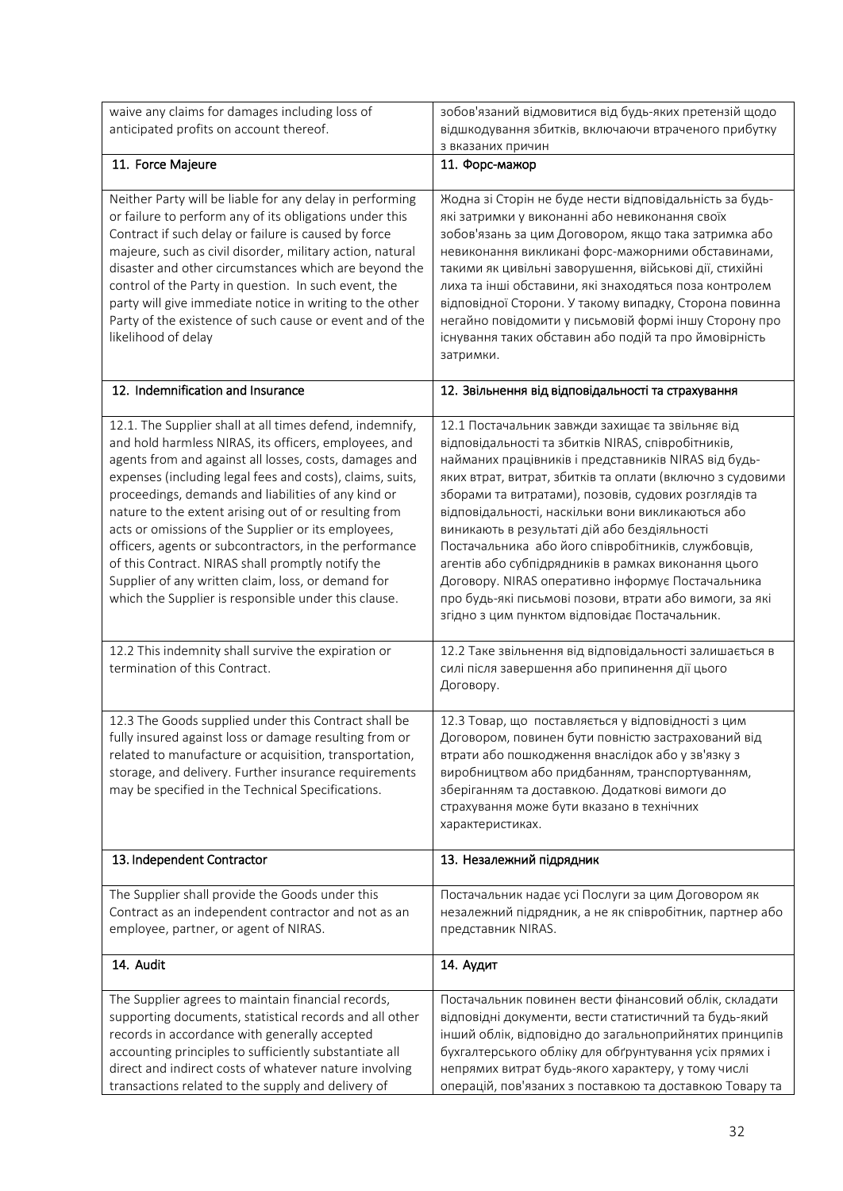| waive any claims for damages including loss of anticipated profits on account thereof. | зобов'язаний відмовитися від будь-яких претензій щодо відшкодування збитків, включаючи втраченого прибутку з вказаних причин |
|---|---|
| **11. Force Majeure** | **11. Форс-мажор** |
| Neither Party will be liable for any delay in performing or failure to perform any of its obligations under this Contract if such delay or failure is caused by force majeure, such as civil disorder, military action, natural disaster and other circumstances which are beyond the control of the Party in question. In such event, the party will give immediate notice in writing to the other Party of the existence of such cause or event and of the likelihood of delay | Жодна зі Сторін не буде нести відповідальність за будь-які затримки у виконанні або невиконання своїх зобов'язань за цим Договором, якщо така затримка або невиконання викликані форс-мажорними обставинами, такими як цивільні заворушення, військові дії, стихійні лиха та інші обставини, які знаходяться поза контролем відповідної Сторони. У такому випадку, Сторона повинна негайно повідомити у письмовій формі іншу Сторону про існування таких обставин або подій та про ймовірність затримки. |
| **12. Indemnification and Insurance** | **12. Звільнення від відповідальності та страхування** |
| 12.1. The Supplier shall at all times defend, indemnify, and hold harmless NIRAS, its officers, employees, and agents from and against all losses, costs, damages and expenses (including legal fees and costs), claims, suits, proceedings, demands and liabilities of any kind or nature to the extent arising out of or resulting from acts or omissions of the Supplier or its employees, officers, agents or subcontractors, in the performance of this Contract. NIRAS shall promptly notify the Supplier of any written claim, loss, or demand for which the Supplier is responsible under this clause. | 12.1 Постачальник завжди захищає та звільняє від відповідальності та збитків NIRAS, співробітників, найманих працівників і представників NIRAS від будь-яких втрат, витрат, збитків та оплати (включно з судовими зборами та витратами), позовів, судових розглядів та відповідальності, наскільки вони викликаються або виникають в результаті дій або бездіяльності Постачальника або його співробітників, службовців, агентів або субпідрядників в рамках виконання цього Договору. NIRAS оперативно інформує Постачальника про будь-які письмові позови, втрати або вимоги, за які згідно з цим пунктом відповідає Постачальник. |
| 12.2 This indemnity shall survive the expiration or termination of this Contract. | 12.2 Таке звільнення від відповідальності залишається в силі після завершення або припинення дії цього Договору. |
| 12.3 The Goods supplied under this Contract shall be fully insured against loss or damage resulting from or related to manufacture or acquisition, transportation, storage, and delivery. Further insurance requirements may be specified in the Technical Specifications. | 12.3 Товар, що поставляється у відповідності з цим Договором, повинен бути повністю застрахований від втрати або пошкодження внаслідок або у зв'язку з виробництвом або придбанням, транспортуванням, зберіганням та доставкою. Додаткові вимоги до страхування може бути вказано в технічних характеристиках. |
| **13. Independent Contractor** | **13. Незалежний підрядник** |
| The Supplier shall provide the Goods under this Contract as an independent contractor and not as an employee, partner, or agent of NIRAS. | Постачальник надає усі Послуги за цим Договором як незалежний підрядник, а не як співробітник, партнер або представник NIRAS. |
| **14. Audit** | **14. Аудит** |
| The Supplier agrees to maintain financial records, supporting documents, statistical records and all other records in accordance with generally accepted accounting principles to sufficiently substantiate all direct and indirect costs of whatever nature involving transactions related to the supply and delivery of | Постачальник повинен вести фінансовий облік, складати відповідні документи, вести статистичний та будь-який інший облік, відповідно до загальноприйнятих принципів бухгалтерського обліку для обґрунтування усіх прямих і непрямих витрат будь-якого характеру, у тому числі операцій, пов'язаних з поставкою та доставкою Товару та |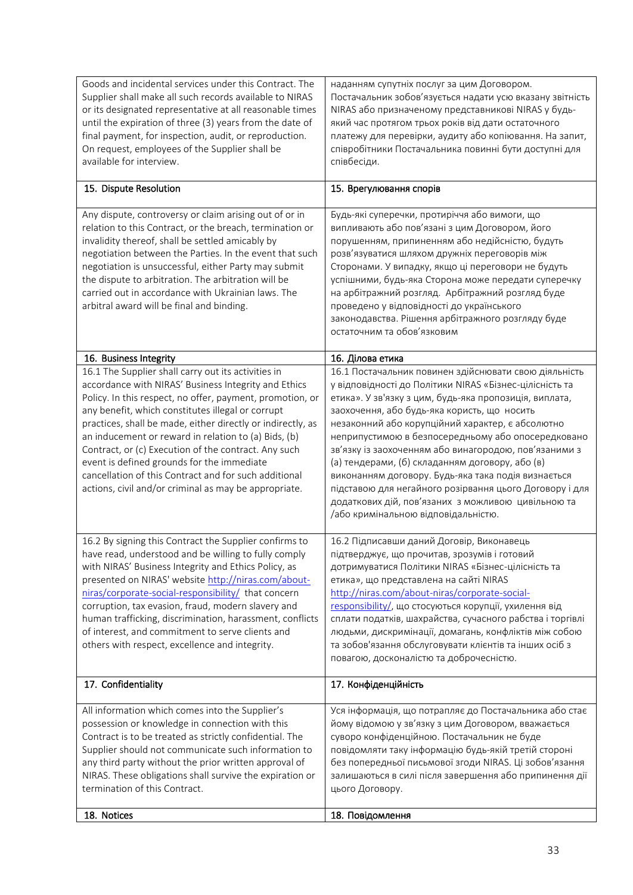| Goods and incidental services under this Contract. The Supplier shall make all such records available to NIRAS or its designated representative at all reasonable times until the expiration of three (3) years from the date of final payment, for inspection, audit, or reproduction. On request, employees of the Supplier shall be available for interview. | наданням супутніх послуг за цим Договором. Постачальник зобов'язується надати усю вказану звітність NIRAS або призначеному представникові NIRAS у будь-який час протягом трьох років від дати остаточного платежу для перевірки, аудиту або копіювання. На запит, співробітники Постачальника повинні бути доступні для співбесіди. |
|---|---|
| **15. Dispute Resolution** | **15. Врегулювання спорів** |
| Any dispute, controversy or claim arising out of or in relation to this Contract, or the breach, termination or invalidity thereof, shall be settled amicably by negotiation between the Parties. In the event that such negotiation is unsuccessful, either Party may submit the dispute to arbitration. The arbitration will be carried out in accordance with Ukrainian laws. The arbitral award will be final and binding. | Будь-які суперечки, протиріччя або вимоги, що випливають або пов'язані з цим Договором, його порушенням, припиненням або недійсністю, будуть розв'язуватися шляхом дружніх переговорів між Сторонами. У випадку, якщо ці переговори не будуть успішними, будь-яка Сторона може передати суперечку на арбітражний розгляд. Арбітражний розгляд буде проведено у відповідності до українського законодавства. Рішення арбітражного розгляду буде остаточним та обов'язковим |
| **16. Business Integrity** | **16. Ділова етика** |
| 16.1 The Supplier shall carry out its activities in accordance with NIRAS' Business Integrity and Ethics Policy. In this respect, no offer, payment, promotion, or any benefit, which constitutes illegal or corrupt practices, shall be made, either directly or indirectly, as an inducement or reward in relation to (a) Bids, (b) Contract, or (c) Execution of the contract. Any such event is defined grounds for the immediate cancellation of this Contract and for such additional actions, civil and/or criminal as may be appropriate. | 16.1 Постачальник повинен здійснювати свою діяльність у відповідності до Політики NIRAS «Бізнес-цілісність та етика». У зв'язку з цим, будь-яка пропозиція, виплата, заохочення, або будь-яка користь, що носить незаконний або корупційний характер, є абсолютно неприпустимою в безпосередньому або опосередковано зв'язку із заохоченням або винагородою, пов'язаними з (а) тендерами, (б) складанням договору, або (в) виконанням договору. Будь-яка така подія визнається підставою для негайного розірвання цього Договору і для додаткових дій, пов'язаних з можливою цивільною та /або кримінальною відповідальністю. |
| 16.2 By signing this Contract the Supplier confirms to have read, understood and be willing to fully comply with NIRAS' Business Integrity and Ethics Policy, as presented on NIRAS' website http://niras.com/about-niras/corporate-social-responsibility/ that concern corruption, tax evasion, fraud, modern slavery and human trafficking, discrimination, harassment, conflicts of interest, and commitment to serve clients and others with respect, excellence and integrity. | 16.2 Підписавши даний Договір, Виконавець підтверджує, що прочитав, зрозумів і готовий дотримуватися Політики NIRAS «Бізнес-цілісність та етика», що представлена на сайті NIRAS http://niras.com/about-niras/corporate-social-responsibility/, що стосуються корупції, ухилення від сплати податків, шахрайства, сучасного рабства і торгівлі людьми, дискримінації, домагань, конфліктів між собою та зобов'язання обслуговувати клієнтів та інших осіб з повагою, досконалістю та доброчесністю. |
| **17. Confidentiality** | **17. Конфіденційність** |
| All information which comes into the Supplier's possession or knowledge in connection with this Contract is to be treated as strictly confidential. The Supplier should not communicate such information to any third party without the prior written approval of NIRAS. These obligations shall survive the expiration or termination of this Contract. | Уся інформація, що потрапляє до Постачальника або стає йому відомою у зв'язку з цим Договором, вважається суворо конфіденційною. Постачальник не буде повідомляти таку інформацію будь-якій третій стороні без попередньої письмової згоди NIRAS. Ці зобов'язання залишаються в силі після завершення або припинення дії цього Договору. |
| **18. Notices** | **18. Повідомлення** |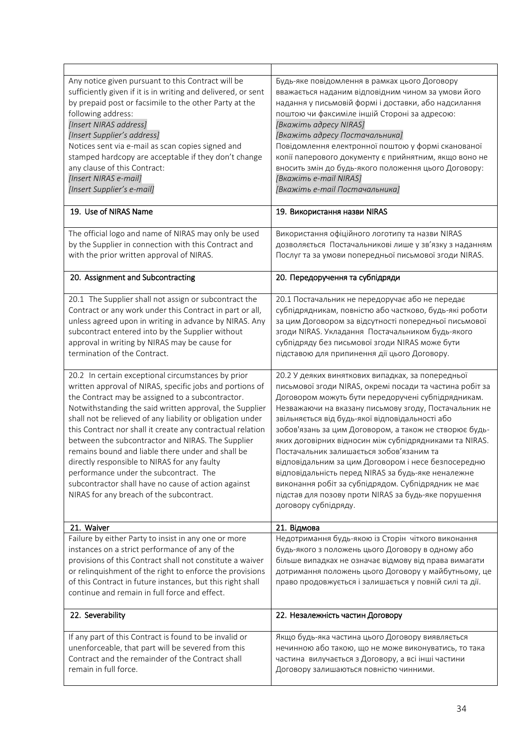| | |
|---|---|
| Any notice given pursuant to this Contract will be sufficiently given if it is in writing and delivered, or sent by prepaid post or facsimile to the other Party at the following address:<br>*[Insert NIRAS address]*<br>*[Insert Supplier's address]*<br>Notices sent via e-mail as scan copies signed and stamped hardcopy are acceptable if they don't change any clause of this Contract:<br>*[Insert NIRAS e-mail]*<br>*[Insert Supplier's e-mail]* | Будь-яке повідомлення в рамках цього Договору вважається наданим відповідним чином за умови його надання у письмовій формі і доставки, або надсилання поштою чи факсиміле іншій Стороні за адресою:<br>*[Вкажіть адресу NIRAS]*<br>*[Вкажіть адресу Постачальника]*<br>Повідомлення електронної поштою у формі сканованої копії паперового документу є прийнятним, якщо воно не вносить змін до будь-якого положення цього Договору:<br>*[Вкажіть e-mail NIRAS]*<br>*[Вкажіть e-mail Постачальника]* |
| 19. Use of NIRAS Name | 19. Використання назви NIRAS |
| The official logo and name of NIRAS may only be used by the Supplier in connection with this Contract and with the prior written approval of NIRAS. | Використання офіційного логотипу та назви NIRAS дозволяється Постачальникові лише у зв'язку з наданням Послуг та за умови попередньої письмової згоди NIRAS. |
| 20. Assignment and Subcontracting | 20. Передоручення та субпідряди |
| 20.1 The Supplier shall not assign or subcontract the Contract or any work under this Contract in part or all, unless agreed upon in writing in advance by NIRAS. Any subcontract entered into by the Supplier without approval in writing by NIRAS may be cause for termination of the Contract. | 20.1 Постачальник не передоручає або не передає субпідрядникам, повністю або частково, будь-які роботи за цим Договором за відсутності попередньої письмової згоди NIRAS. Укладання Постачальником будь-якого субпідряду без письмової згоди NIRAS може бути підставою для припинення дії цього Договору. |
| 20.2 In certain exceptional circumstances by prior written approval of NIRAS, specific jobs and portions of the Contract may be assigned to a subcontractor. Notwithstanding the said written approval, the Supplier shall not be relieved of any liability or obligation under this Contract nor shall it create any contractual relation between the subcontractor and NIRAS. The Supplier remains bound and liable there under and shall be directly responsible to NIRAS for any faulty performance under the subcontract. The subcontractor shall have no cause of action against NIRAS for any breach of the subcontract. | 20.2 У деяких виняткових випадках, за попередньої письмової згоди NIRAS, окремі посади та частина робіт за Договором можуть бути передоручені субпідрядникам. Незважаючи на вказану письмову згоду, Постачальник не звільняється від будь-якої відповідальності або зобов'язань за цим Договором, а також не створює будь-яких договірних відносин між субпідрядниками та NIRAS. Постачальник залишається зобов'язаним та відповідальним за цим Договором і несе безпосередню відповідальність перед NIRAS за будь-яке неналежне виконання робіт за субпідрядом. Субпідрядник не має підстав для позову проти NIRAS за будь-яке порушення договору субпідряду. |
| 21. Waiver | 21. Відмова |
| Failure by either Party to insist in any one or more instances on a strict performance of any of the provisions of this Contract shall not constitute a waiver or relinquishment of the right to enforce the provisions of this Contract in future instances, but this right shall continue and remain in full force and effect. | Недотримання будь-якою із Сторін чіткого виконання будь-якого з положень цього Договору в одному або більше випадках не означає відмову від права вимагати дотримання положень цього Договору у майбутньому, це право продовжується і залишається у повній силі та дії. |
| 22. Severability | 22. Незалежність частин Договору |
| If any part of this Contract is found to be invalid or unenforceable, that part will be severed from this Contract and the remainder of the Contract shall remain in full force. | Якщо будь-яка частина цього Договору виявляється нечинною або такою, що не може виконуватись, то така частина вилучається з Договору, а всі інші частини Договору залишаються повністю чинними. |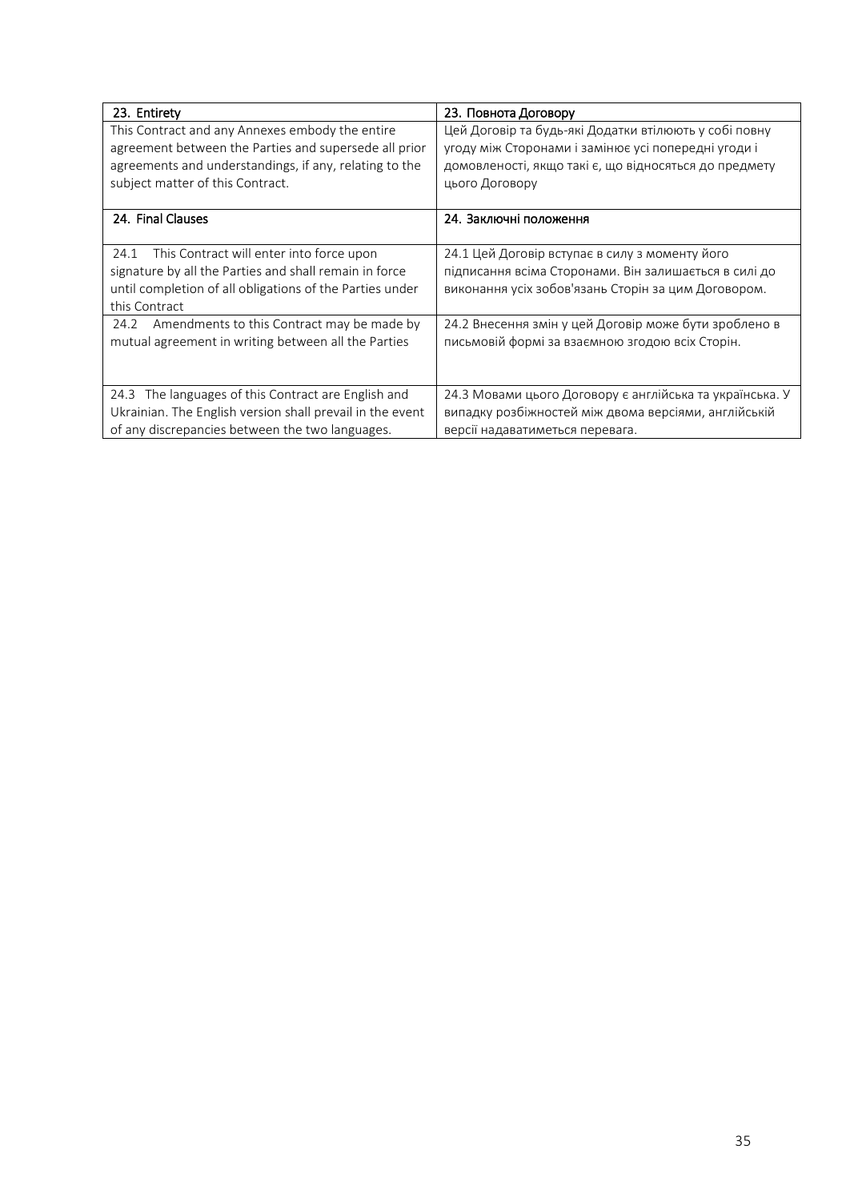| 23. Entirety | 23. Повнота Договору |
|---|---|
| This Contract and any Annexes embody the entire agreement between the Parties and supersede all prior agreements and understandings, if any, relating to the subject matter of this Contract. | Цей Договір та будь-які Додатки втілюють у собі повну угоду між Сторонами і замінює усі попередні угоди і домовленості, якщо такі є, що відносяться до предмету цього Договору |
| **24. Final Clauses** | **24. Заключні положення** |
| 24.1 This Contract will enter into force upon signature by all the Parties and shall remain in force until completion of all obligations of the Parties under this Contract | 24.1 Цей Договір вступає в силу з моменту його підписання всіма Сторонами. Він залишається в силі до виконання усіх зобов'язань Сторін за цим Договором. |
| 24.2 Amendments to this Contract may be made by mutual agreement in writing between all the Parties | 24.2 Внесення змін у цей Договір може бути зроблено в письмовій формі за взаємною згодою всіх Сторін. |
| 24.3 The languages of this Contract are English and Ukrainian. The English version shall prevail in the event of any discrepancies between the two languages. | 24.3 Мовами цього Договору є англійська та українська. У випадку розбіжностей між двома версіями, англійській версії надаватиметься перевага. |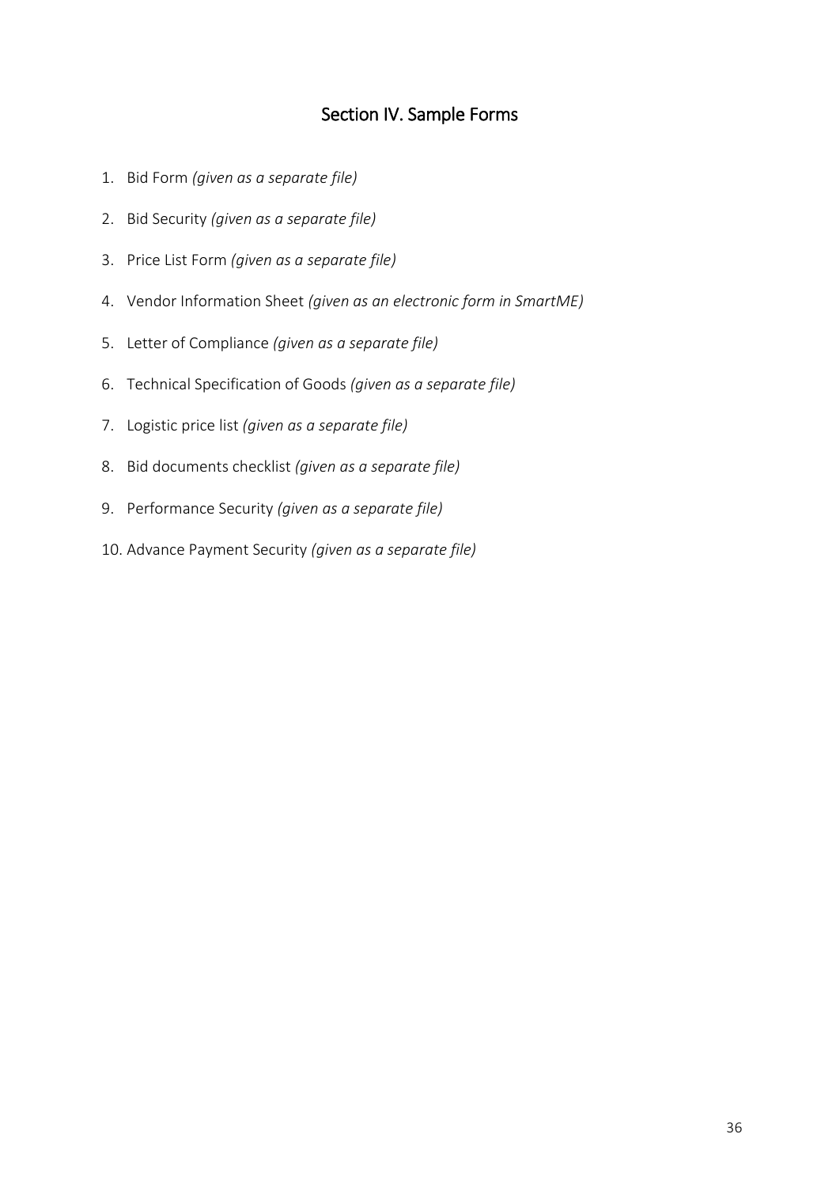## Section IV. Sample Forms

1. Bid Form *(given as a separate file)*
2. Bid Security *(given as a separate file)*
3. Price List Form *(given as a separate file)*
4. Vendor Information Sheet *(given as an electronic form in SmartME)*
5. Letter of Compliance *(given as a separate file)*
6. Technical Specification of Goods *(given as a separate file)*
7. Logistic price list *(given as a separate file)*
8. Bid documents checklist *(given as a separate file)*
9. Performance Security *(given as a separate file)*
10. Advance Payment Security *(given as a separate file)*